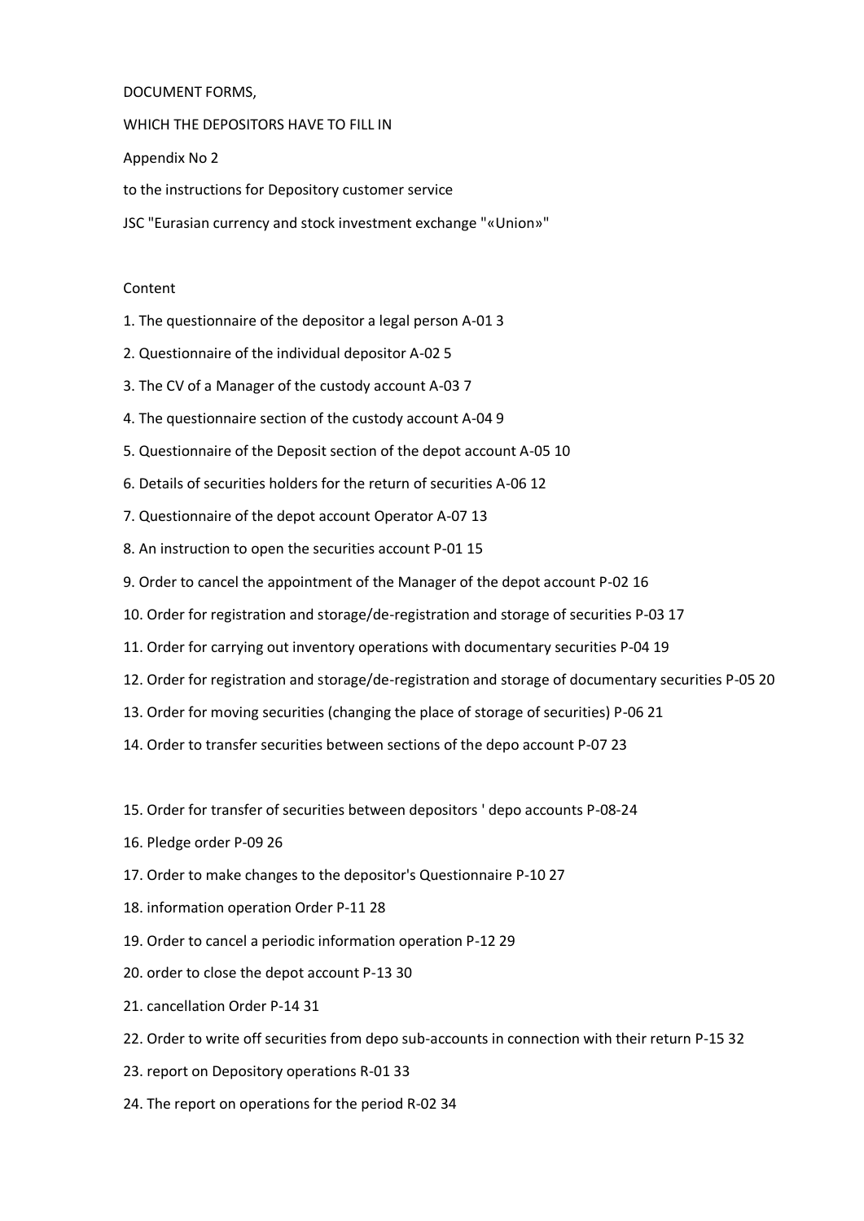DOCUMENT FORMS,

WHICH THE DEPOSITORS HAVE TO FILL IN

Appendix No 2

to the instructions for Depository customer service

JSC "Eurasian currency and stock investment exchange "«Union»"

## Content

1. The questionnaire of the depositor a legal person A-01 3
2. Questionnaire of the individual depositor A-02 5
3. The CV of a Manager of the custody account A-03 7
4. The questionnaire section of the custody account A-04 9
5. Questionnaire of the Deposit section of the depot account A-05 10
6. Details of securities holders for the return of securities A-06 12
7. Questionnaire of the depot account Operator A-07 13
8. An instruction to open the securities account P-01 15
9. Order to cancel the appointment of the Manager of the depot account P-02 16
10. Order for registration and storage/de-registration and storage of securities P-03 17
11. Order for carrying out inventory operations with documentary securities P-04 19
12. Order for registration and storage/de-registration and storage of documentary securities P-05 20
13. Order for moving securities (changing the place of storage of securities) P-06 21
14. Order to transfer securities between sections of the depo account P-07 23
15. Order for transfer of securities between depositors ' depo accounts P-08-24
16. Pledge order P-09 26
17. Order to make changes to the depositor's Questionnaire P-10 27
18. information operation Order P-11 28
19. Order to cancel a periodic information operation P-12 29
20. order to close the depot account P-13 30
21. cancellation Order P-14 31
22. Order to write off securities from depo sub-accounts in connection with their return P-15 32
23. report on Depository operations R-01 33
24. The report on operations for the period R-02 34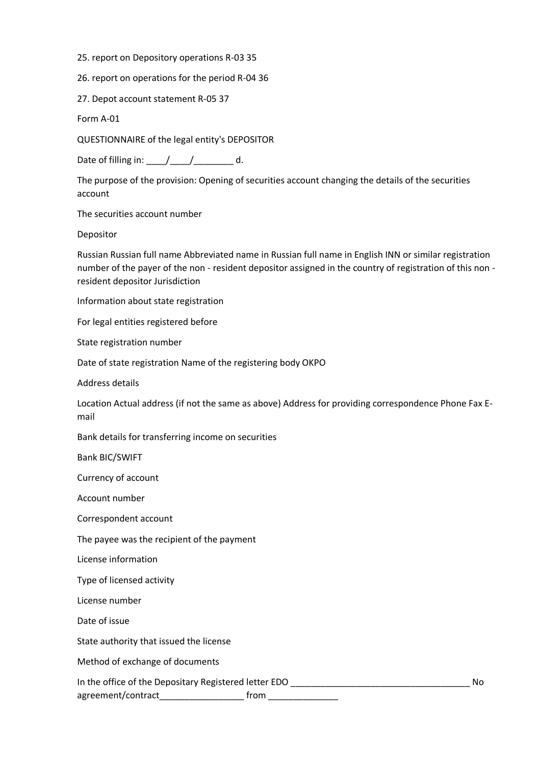25. report on Depository operations R-03 35

26. report on operations for the period R-04 36

27. Depot account statement R-05 37

Form A-01

QUESTIONNAIRE of the legal entity's DEPOSITOR

Date of filling in: ____/____/________ d.

The purpose of the provision: Opening of securities account changing the details of the securities account

The securities account number

Depositor

Russian Russian full name Abbreviated name in Russian full name in English INN or similar registration number of the payer of the non - resident depositor assigned in the country of registration of this non - resident depositor Jurisdiction

Information about state registration

For legal entities registered before

State registration number

Date of state registration Name of the registering body OKPO

Address details

Location Actual address (if not the same as above) Address for providing correspondence Phone Fax E-mail

Bank details for transferring income on securities

Bank BIC/SWIFT

Currency of account

Account number

Correspondent account

The payee was the recipient of the payment

License information

Type of licensed activity

License number

Date of issue

State authority that issued the license

Method of exchange of documents

In the office of the Depositary Registered letter EDO _____________________________________ No agreement/contract_________________ from ______________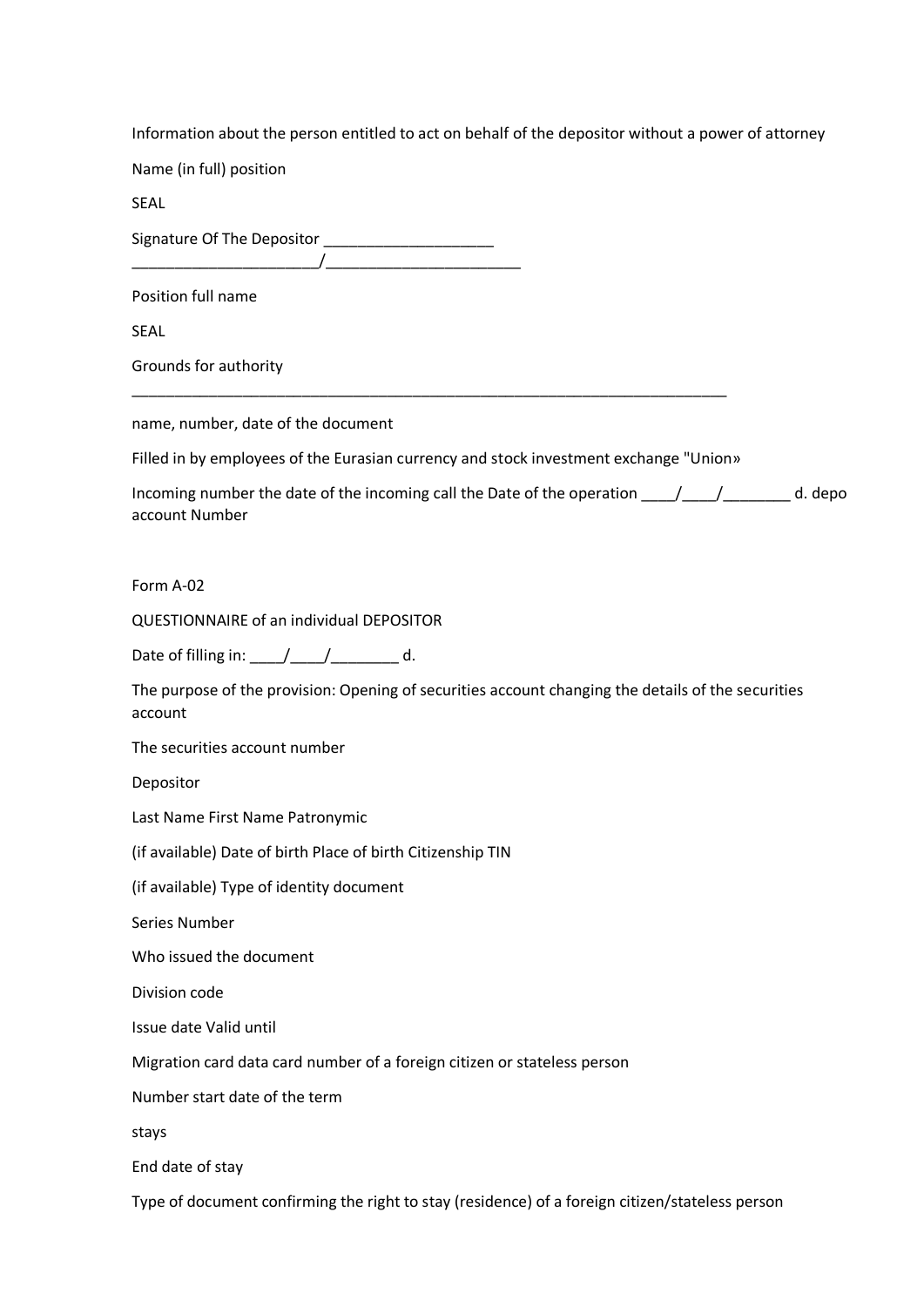Information about the person entitled to act on behalf of the depositor without a power of attorney

Name (in full) position

SEAL

Signature Of The Depositor ____________________
______________________/________________________

Position full name

SEAL

Grounds for authority
______________________________________________________________________

name, number, date of the document

Filled in by employees of the Eurasian currency and stock investment exchange "Union»

Incoming number the date of the incoming call the Date of the operation ____/____/________ d. depo account Number

Form A-02

QUESTIONNAIRE of an individual DEPOSITOR

Date of filling in: ____/____/________ d.

The purpose of the provision: Opening of securities account changing the details of the securities account

The securities account number

Depositor

Last Name First Name Patronymic

(if available) Date of birth Place of birth Citizenship TIN

(if available) Type of identity document

Series Number

Who issued the document

Division code

Issue date Valid until

Migration card data card number of a foreign citizen or stateless person

Number start date of the term

stays

End date of stay

Type of document confirming the right to stay (residence) of a foreign citizen/stateless person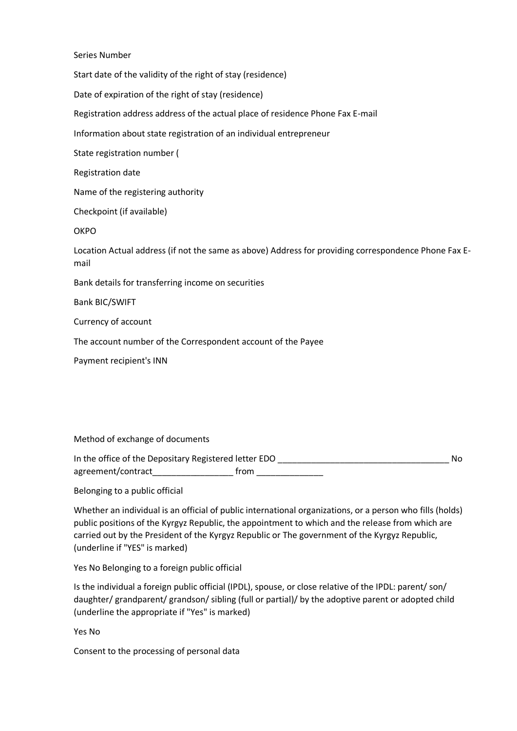Series Number

Start date of the validity of the right of stay (residence)

Date of expiration of the right of stay (residence)

Registration address address of the actual place of residence Phone Fax E-mail

Information about state registration of an individual entrepreneur

State registration number (

Registration date

Name of the registering authority

Checkpoint (if available)

OKPO

Location Actual address (if not the same as above) Address for providing correspondence Phone Fax E-mail

Bank details for transferring income on securities

Bank BIC/SWIFT

Currency of account

The account number of the Correspondent account of the Payee

Payment recipient's INN

Method of exchange of documents

In the office of the Depositary Registered letter EDO ____________________________________ No agreement/contract_________________ from ______________

Belonging to a public official

Whether an individual is an official of public international organizations, or a person who fills (holds) public positions of the Kyrgyz Republic, the appointment to which and the release from which are carried out by the President of the Kyrgyz Republic or The government of the Kyrgyz Republic, (underline if "YES" is marked)

Yes No Belonging to a foreign public official

Is the individual a foreign public official (IPDL), spouse, or close relative of the IPDL: parent/ son/ daughter/ grandparent/ grandson/ sibling (full or partial)/ by the adoptive parent or adopted child (underline the appropriate if "Yes" is marked)

Yes No

Consent to the processing of personal data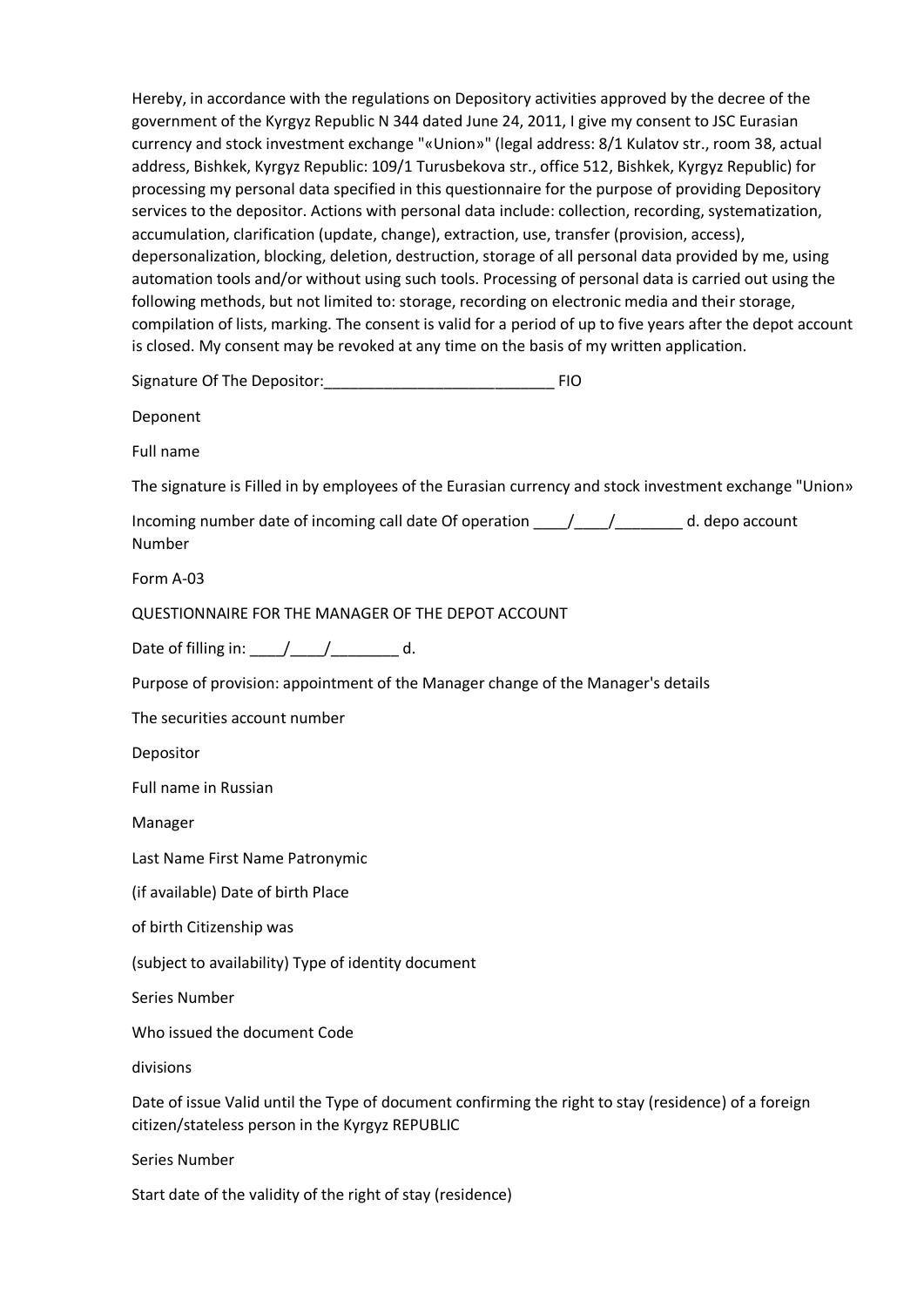Hereby, in accordance with the regulations on Depository activities approved by the decree of the government of the Kyrgyz Republic N 344 dated June 24, 2011, I give my consent to JSC Eurasian currency and stock investment exchange "«Union»" (legal address: 8/1 Kulatov str., room 38, actual address, Bishkek, Kyrgyz Republic: 109/1 Turusbekova str., office 512, Bishkek, Kyrgyz Republic) for processing my personal data specified in this questionnaire for the purpose of providing Depository services to the depositor. Actions with personal data include: collection, recording, systematization, accumulation, clarification (update, change), extraction, use, transfer (provision, access), depersonalization, blocking, deletion, destruction, storage of all personal data provided by me, using automation tools and/or without using such tools. Processing of personal data is carried out using the following methods, but not limited to: storage, recording on electronic media and their storage, compilation of lists, marking. The consent is valid for a period of up to five years after the depot account is closed. My consent may be revoked at any time on the basis of my written application.

Signature Of The Depositor:___________________________ FIO

Deponent

Full name

The signature is Filled in by employees of the Eurasian currency and stock investment exchange "Union»

Incoming number date of incoming call date Of operation ____/____/________ d. depo account Number

Form A-03

QUESTIONNAIRE FOR THE MANAGER OF THE DEPOT ACCOUNT

Date of filling in: ____/____/________ d.

Purpose of provision: appointment of the Manager change of the Manager's details

The securities account number

Depositor

Full name in Russian

Manager

Last Name First Name Patronymic

(if available) Date of birth Place

of birth Citizenship was

(subject to availability) Type of identity document

Series Number

Who issued the document Code

divisions

Date of issue Valid until the Type of document confirming the right to stay (residence) of a foreign citizen/stateless person in the Kyrgyz REPUBLIC

Series Number

Start date of the validity of the right of stay (residence)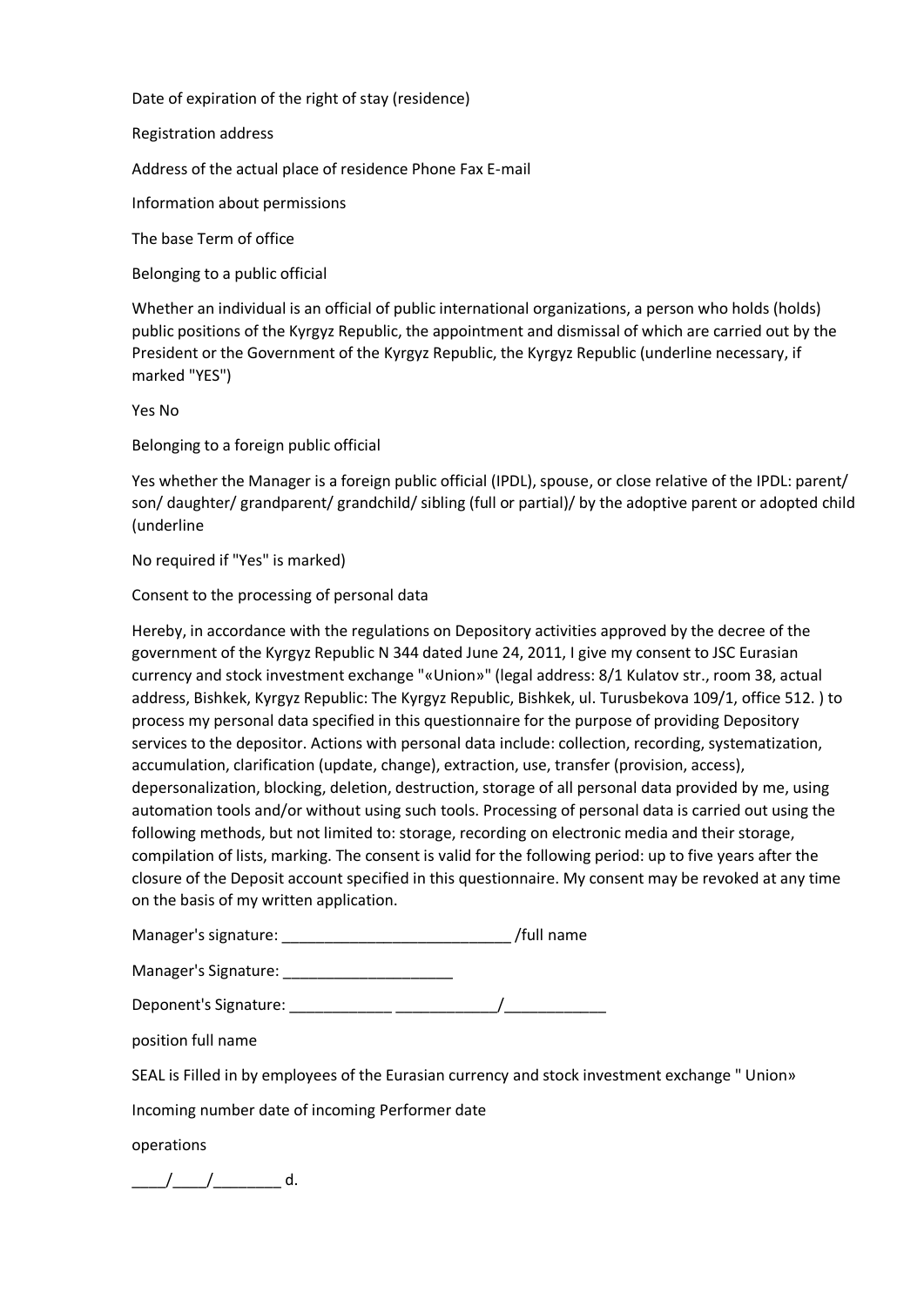Date of expiration of the right of stay (residence)

Registration address

Address of the actual place of residence Phone Fax E-mail

Information about permissions

The base Term of office

Belonging to a public official

Whether an individual is an official of public international organizations, a person who holds (holds) public positions of the Kyrgyz Republic, the appointment and dismissal of which are carried out by the President or the Government of the Kyrgyz Republic, the Kyrgyz Republic (underline necessary, if marked "YES")

Yes No

Belonging to a foreign public official

Yes whether the Manager is a foreign public official (IPDL), spouse, or close relative of the IPDL: parent/ son/ daughter/ grandparent/ grandchild/ sibling (full or partial)/ by the adoptive parent or adopted child (underline

No required if "Yes" is marked)

Consent to the processing of personal data

Hereby, in accordance with the regulations on Depository activities approved by the decree of the government of the Kyrgyz Republic N 344 dated June 24, 2011, I give my consent to JSC Eurasian currency and stock investment exchange "«Union»" (legal address: 8/1 Kulatov str., room 38, actual address, Bishkek, Kyrgyz Republic: The Kyrgyz Republic, Bishkek, ul. Turusbekova 109/1, office 512. ) to process my personal data specified in this questionnaire for the purpose of providing Depository services to the depositor. Actions with personal data include: collection, recording, systematization, accumulation, clarification (update, change), extraction, use, transfer (provision, access), depersonalization, blocking, deletion, destruction, storage of all personal data provided by me, using automation tools and/or without using such tools. Processing of personal data is carried out using the following methods, but not limited to: storage, recording on electronic media and their storage, compilation of lists, marking. The consent is valid for the following period: up to five years after the closure of the Deposit account specified in this questionnaire. My consent may be revoked at any time on the basis of my written application.

Manager's signature: ___________________________ /full name

Manager's Signature: ____________________

Deponent's Signature: ____________ ____________/____________

position full name

SEAL is Filled in by employees of the Eurasian currency and stock investment exchange " Union»

Incoming number date of incoming Performer date

operations

____/____/________ d.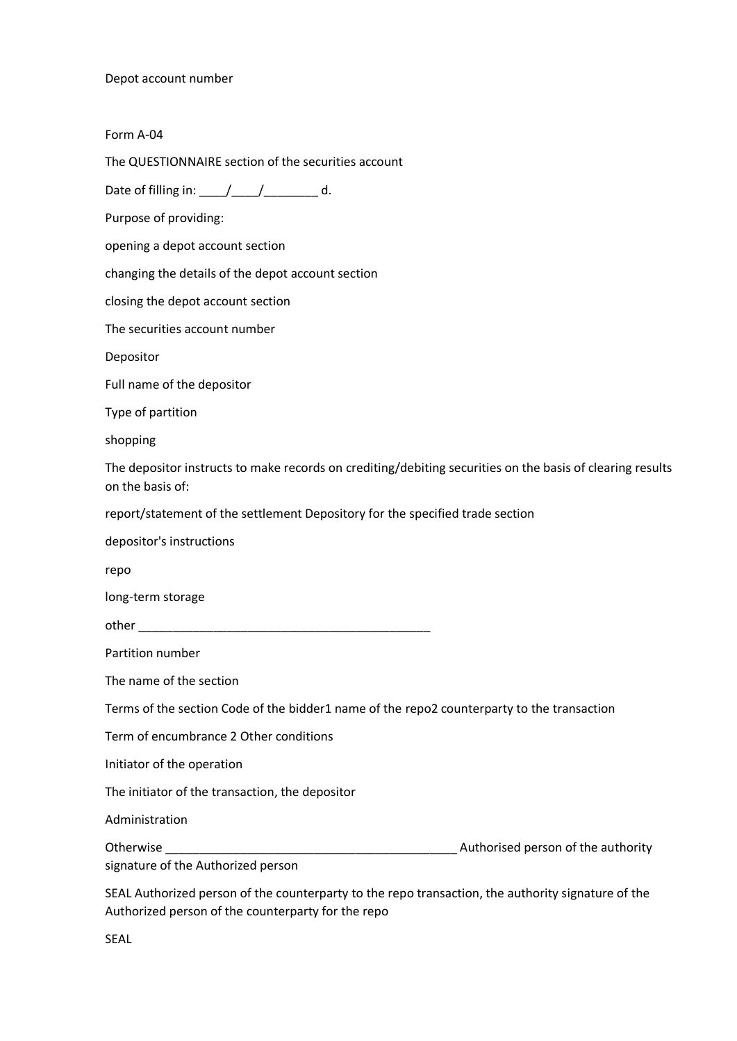Depot account number

Form A-04

The QUESTIONNAIRE section of the securities account

Date of filling in: ____/____/________ d.

Purpose of providing:

opening a depot account section

changing the details of the depot account section

closing the depot account section

The securities account number

Depositor

Full name of the depositor

Type of partition

shopping

The depositor instructs to make records on crediting/debiting securities on the basis of clearing results on the basis of:

report/statement of the settlement Depository for the specified trade section

depositor's instructions

repo

long-term storage

other ____________________________________________

Partition number

The name of the section

Terms of the section Code of the bidder1 name of the repo2 counterparty to the transaction

Term of encumbrance 2 Other conditions

Initiator of the operation

The initiator of the transaction, the depositor

Administration

Otherwise ____________________________________________ Authorised person of the authority signature of the Authorized person

SEAL Authorized person of the counterparty to the repo transaction, the authority signature of the Authorized person of the counterparty for the repo

SEAL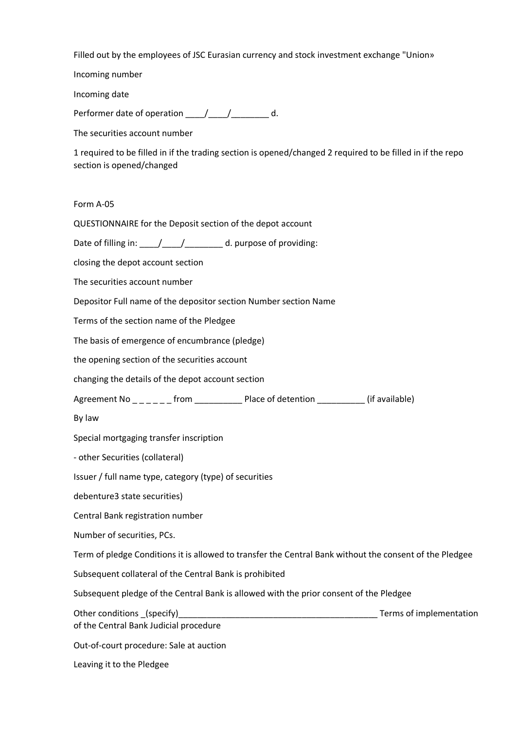Filled out by the employees of JSC Eurasian currency and stock investment exchange "Union»

Incoming number

Incoming date

Performer date of operation ____/____/________ d.

The securities account number

1 required to be filled in if the trading section is opened/changed 2 required to be filled in if the repo section is opened/changed

Form A-05

QUESTIONNAIRE for the Deposit section of the depot account

Date of filling in: ____/____/________ d. purpose of providing:

closing the depot account section

The securities account number

Depositor Full name of the depositor section Number section Name

Terms of the section name of the Pledgee

The basis of emergence of encumbrance (pledge)

the opening section of the securities account

changing the details of the depot account section

Agreement No _ _ _ _ _ _ from __________ Place of detention __________ (if available)

By law

Special mortgaging transfer inscription

- other Securities (collateral)

Issuer / full name type, category (type) of securities

debenture3 state securities)

Central Bank registration number

Number of securities, PCs.

Term of pledge Conditions it is allowed to transfer the Central Bank without the consent of the Pledgee

Subsequent collateral of the Central Bank is prohibited

Subsequent pledge of the Central Bank is allowed with the prior consent of the Pledgee

Other conditions _(specify)__________________________________________ Terms of implementation of the Central Bank Judicial procedure

Out-of-court procedure: Sale at auction

Leaving it to the Pledgee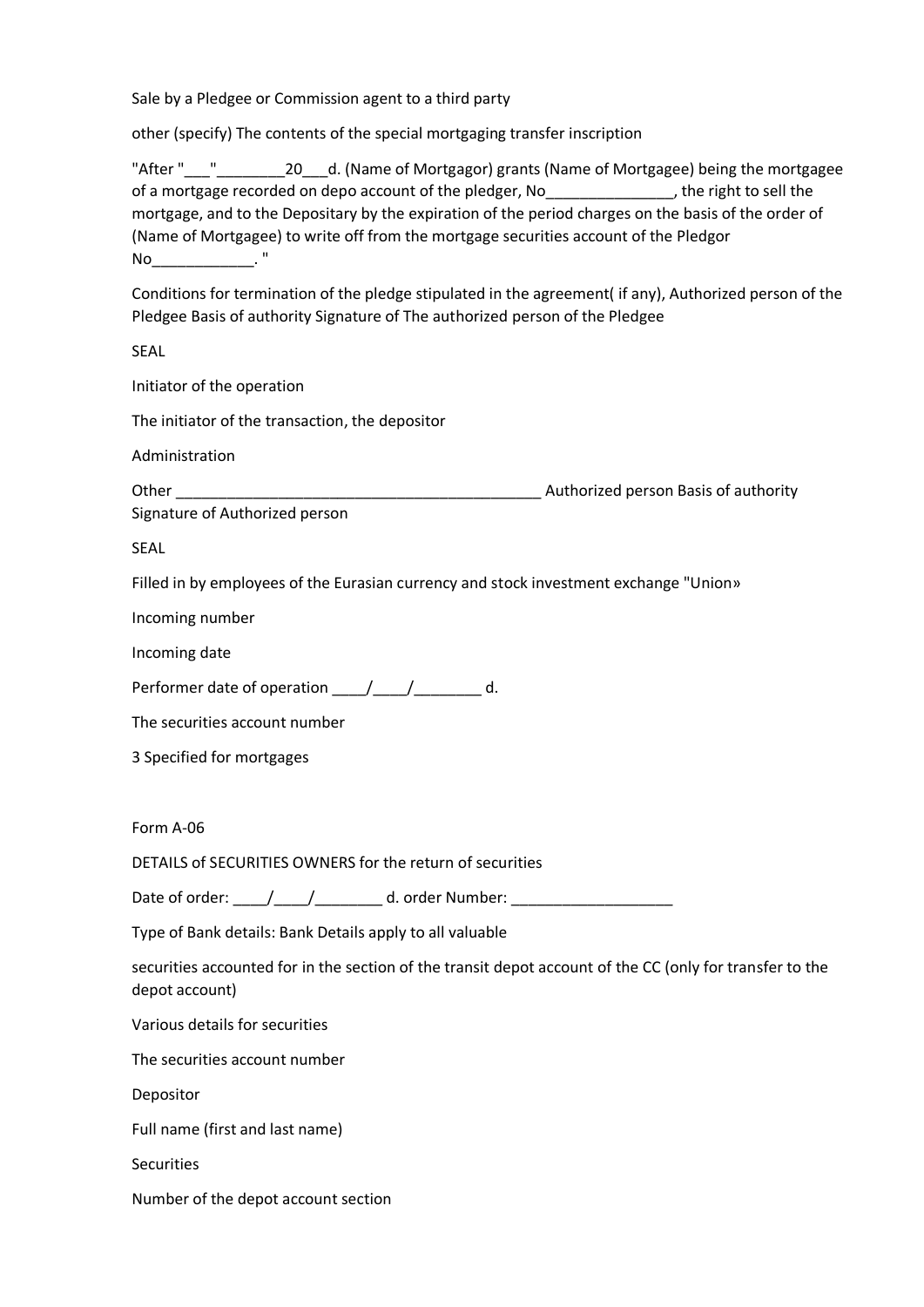Sale by a Pledgee or Commission agent to a third party

other (specify) The contents of the special mortgaging transfer inscription

"After "___"________20___d. (Name of Mortgagor) grants (Name of Mortgagee) being the mortgagee of a mortgage recorded on depo account of the pledger, No_______________, the right to sell the mortgage, and to the Depositary by the expiration of the period charges on the basis of the order of (Name of Mortgagee) to write off from the mortgage securities account of the Pledgor No____________. "

Conditions for termination of the pledge stipulated in the agreement( if any), Authorized person of the Pledgee Basis of authority Signature of The authorized person of the Pledgee

SEAL

Initiator of the operation

The initiator of the transaction, the depositor

Administration

Other _____________________________________________ Authorized person Basis of authority Signature of Authorized person

SEAL

Filled in by employees of the Eurasian currency and stock investment exchange "Union»

Incoming number

Incoming date

Performer date of operation ____/____/________ d.

The securities account number

3 Specified for mortgages

Form A-06

DETAILS of SECURITIES OWNERS for the return of securities

Date of order: ____/____/________ d. order Number: ___________________

Type of Bank details: Bank Details apply to all valuable

securities accounted for in the section of the transit depot account of the CC (only for transfer to the depot account)

Various details for securities

The securities account number

Depositor

Full name (first and last name)

Securities

Number of the depot account section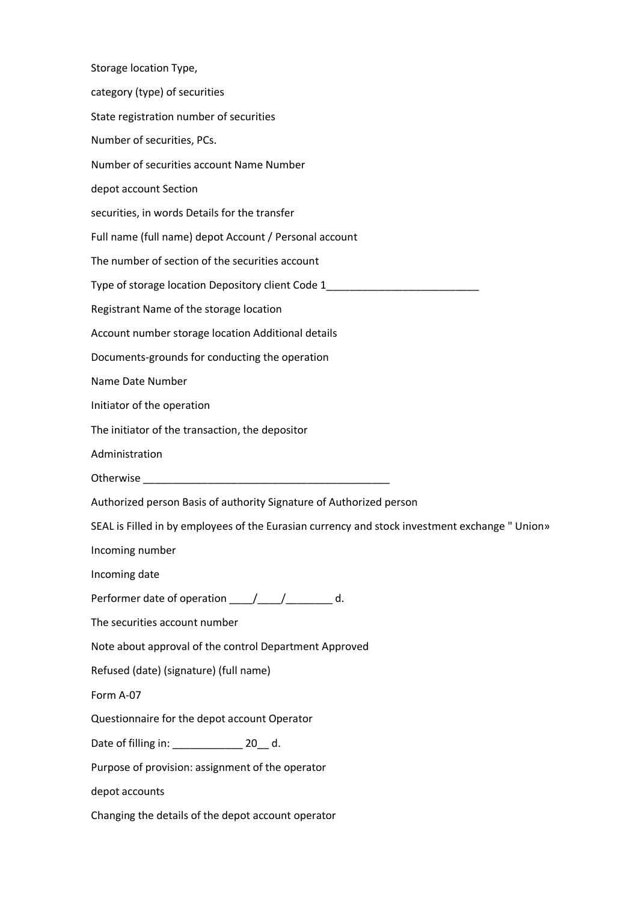Storage location Type,

category (type) of securities

State registration number of securities

Number of securities, PCs.

Number of securities account Name Number

depot account Section

securities, in words Details for the transfer

Full name (full name) depot Account / Personal account

The number of section of the securities account

Type of storage location Depository client Code 1__________________________

Registrant Name of the storage location

Account number storage location Additional details

Documents-grounds for conducting the operation

Name Date Number

Initiator of the operation

The initiator of the transaction, the depositor

Administration

Otherwise ___________________________________________

Authorized person Basis of authority Signature of Authorized person

SEAL is Filled in by employees of the Eurasian currency and stock investment exchange " Union»

Incoming number

Incoming date

Performer date of operation ____/____/________ d.

The securities account number

Note about approval of the control Department Approved

Refused (date) (signature) (full name)

Form A-07

Questionnaire for the depot account Operator

Date of filling in: ____________ 20__ d.

Purpose of provision: assignment of the operator

depot accounts

Changing the details of the depot account operator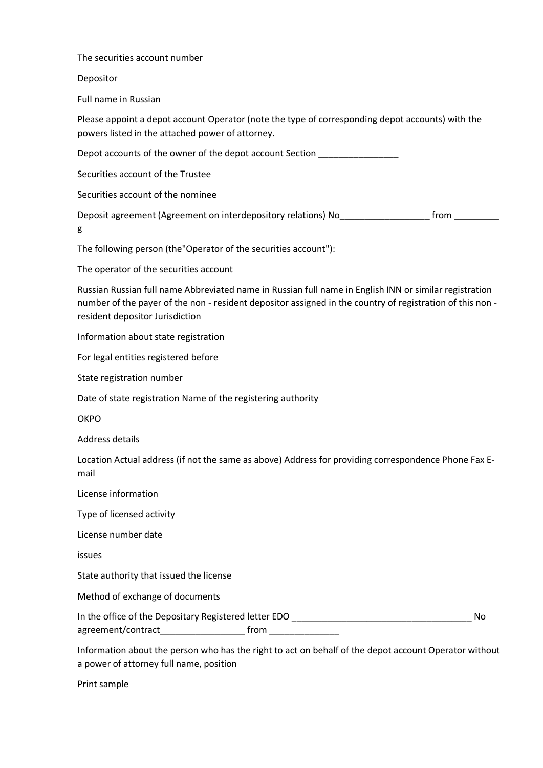The securities account number

Depositor

Full name in Russian

Please appoint a depot account Operator (note the type of corresponding depot accounts) with the powers listed in the attached power of attorney.

Depot accounts of the owner of the depot account Section ________________

Securities account of the Trustee

Securities account of the nominee

Deposit agreement (Agreement on interdepository relations) No__________________ from _________ g

The following person (the"Operator of the securities account"):

The operator of the securities account

Russian Russian full name Abbreviated name in Russian full name in English INN or similar registration number of the payer of the non - resident depositor assigned in the country of registration of this non - resident depositor Jurisdiction

Information about state registration

For legal entities registered before

State registration number

Date of state registration Name of the registering authority

OKPO

Address details

Location Actual address (if not the same as above) Address for providing correspondence Phone Fax E-mail

License information

Type of licensed activity

License number date

issues

State authority that issued the license

Method of exchange of documents

In the office of the Depositary Registered letter EDO ____________________________________ No agreement/contract_________________ from ______________

Information about the person who has the right to act on behalf of the depot account Operator without a power of attorney full name, position

Print sample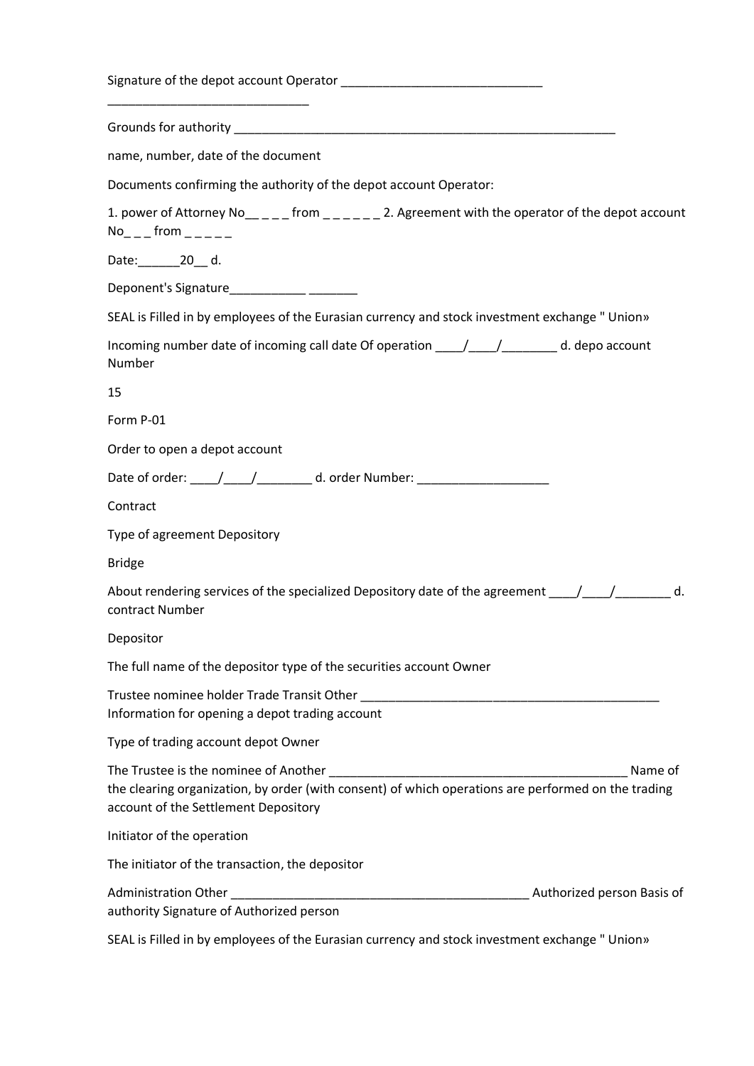Signature of the depot account Operator _____________________________

_____________________________

Grounds for authority _______________________________________________________

name, number, date of the document

Documents confirming the authority of the depot account Operator:

1. power of Attorney No__ _ _ _ from _ _ _ _ _ _ 2. Agreement with the operator of the depot account No_ _ _ from _ _ _ _ _

Date:______20__ d.

Deponent's Signature___________ _______

SEAL is Filled in by employees of the Eurasian currency and stock investment exchange " Union»

Incoming number date of incoming call date Of operation ____/____/________ d. depo account Number

15

Form P-01

Order to open a depot account

Date of order: ____/____/________ d. order Number: ___________________

Contract

Type of agreement Depository

Bridge

About rendering services of the specialized Depository date of the agreement ____/____/________ d. contract Number

Depositor

The full name of the depositor type of the securities account Owner

Trustee nominee holder Trade Transit Other _____________________________________________ Information for opening a depot trading account

Type of trading account depot Owner

The Trustee is the nominee of Another _____________________________________________ Name of the clearing organization, by order (with consent) of which operations are performed on the trading account of the Settlement Depository

Initiator of the operation

The initiator of the transaction, the depositor

Administration Other _____________________________________________ Authorized person Basis of authority Signature of Authorized person

SEAL is Filled in by employees of the Eurasian currency and stock investment exchange " Union»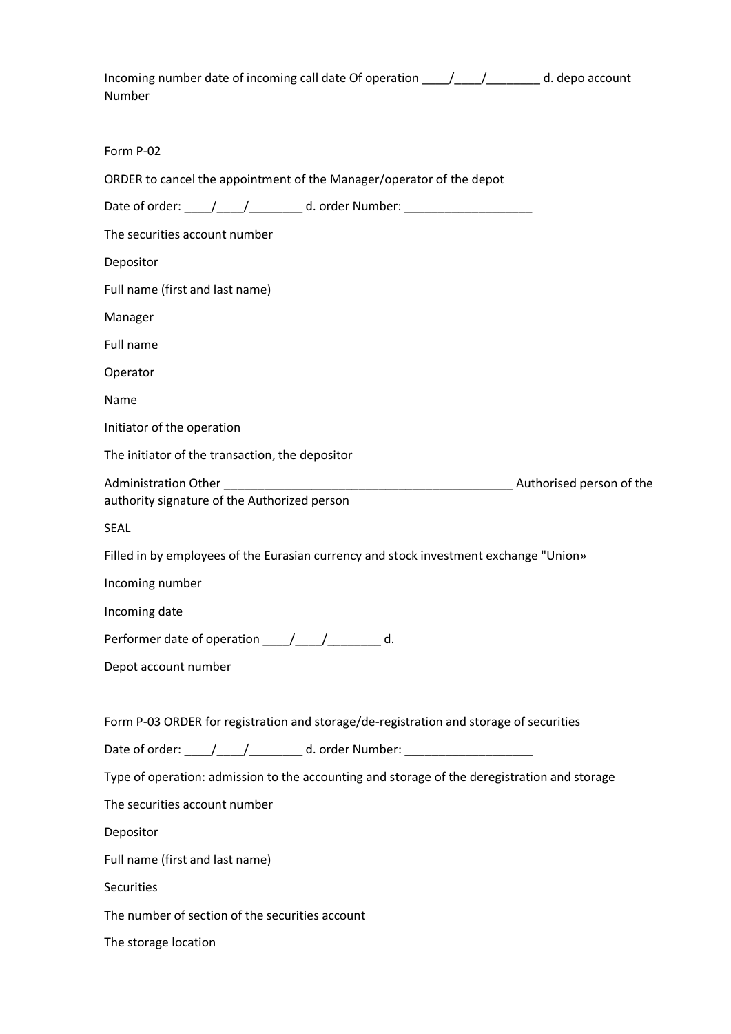Incoming number date of incoming call date Of operation ____/____/________ d. depo account Number

Form P-02

ORDER to cancel the appointment of the Manager/operator of the depot

Date of order: ____/____/________ d. order Number: ___________________

The securities account number

Depositor

Full name (first and last name)

Manager

Full name

Operator

Name

Initiator of the operation

The initiator of the transaction, the depositor

Administration Other ___________________________________________ Authorised person of the authority signature of the Authorized person

SEAL

Filled in by employees of the Eurasian currency and stock investment exchange "Union»

Incoming number

Incoming date

Performer date of operation ____/____/________ d.

Depot account number

Form P-03 ORDER for registration and storage/de-registration and storage of securities

Date of order: ____/____/________ d. order Number: ___________________

Type of operation: admission to the accounting and storage of the deregistration and storage

The securities account number

Depositor

Full name (first and last name)

Securities

The number of section of the securities account

The storage location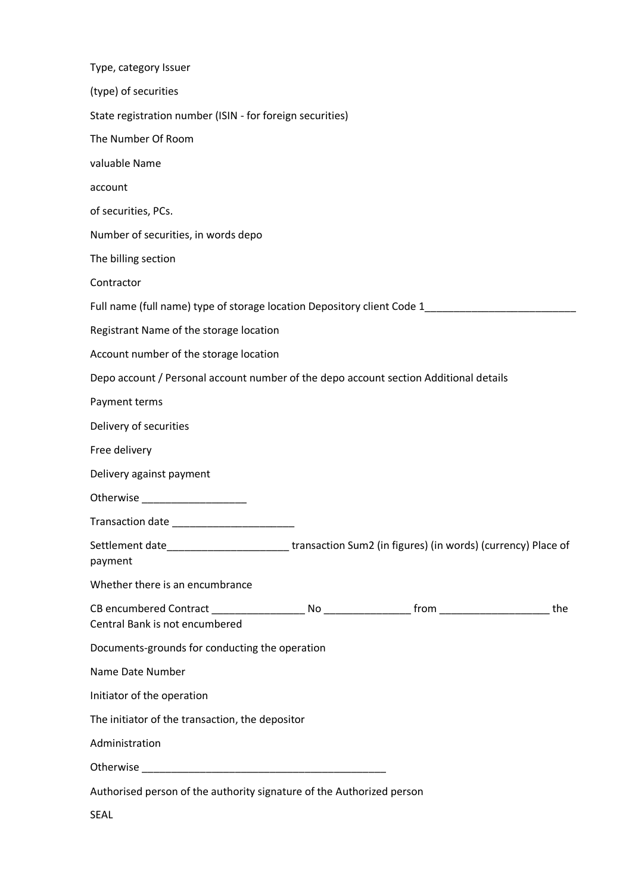Type, category Issuer

(type) of securities

State registration number (ISIN - for foreign securities)

The Number Of Room

valuable Name

account

of securities, PCs.

Number of securities, in words depo

The billing section

Contractor

Full name (full name) type of storage location Depository client Code 1__________________________

Registrant Name of the storage location

Account number of the storage location

Depo account / Personal account number of the depo account section Additional details

Payment terms

Delivery of securities

Free delivery

Delivery against payment

Otherwise __________________

Transaction date _____________________

Settlement date_____________________ transaction Sum2 (in figures) (in words) (currency) Place of payment

Whether there is an encumbrance

CB encumbered Contract ________________ No _______________ from ___________________ the Central Bank is not encumbered

Documents-grounds for conducting the operation

Name Date Number

Initiator of the operation

The initiator of the transaction, the depositor

Administration

Otherwise __________________________________________

Authorised person of the authority signature of the Authorized person

SEAL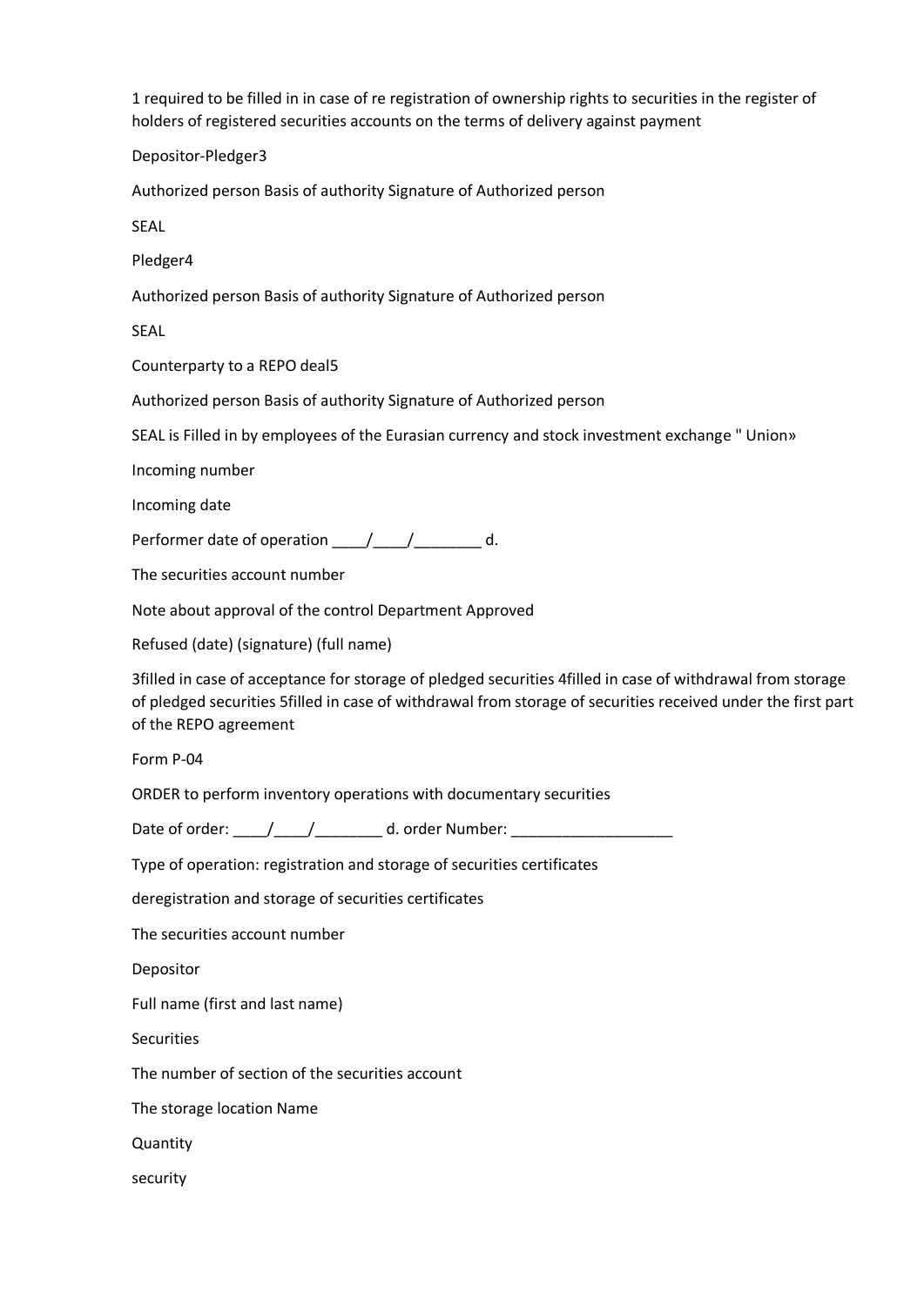1 required to be filled in in case of re registration of ownership rights to securities in the register of holders of registered securities accounts on the terms of delivery against payment

Depositor-Pledger3

Authorized person Basis of authority Signature of Authorized person

SEAL

Pledger4

Authorized person Basis of authority Signature of Authorized person

SEAL

Counterparty to a REPO deal5

Authorized person Basis of authority Signature of Authorized person

SEAL is Filled in by employees of the Eurasian currency and stock investment exchange " Union»

Incoming number

Incoming date

Performer date of operation ____/____/________ d.

The securities account number

Note about approval of the control Department Approved

Refused (date) (signature) (full name)

3filled in case of acceptance for storage of pledged securities 4filled in case of withdrawal from storage of pledged securities 5filled in case of withdrawal from storage of securities received under the first part of the REPO agreement

Form P-04

ORDER to perform inventory operations with documentary securities

Date of order: ____/____/________ d. order Number: ___________________

Type of operation: registration and storage of securities certificates

deregistration and storage of securities certificates

The securities account number

Depositor

Full name (first and last name)

Securities

The number of section of the securities account

The storage location Name

Quantity

security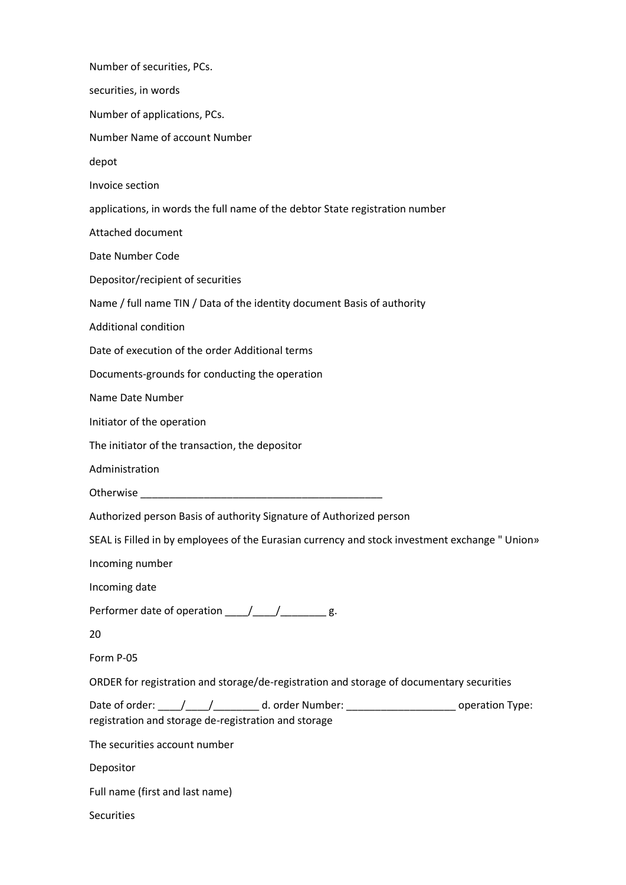Number of securities, PCs.

securities, in words

Number of applications, PCs.

Number Name of account Number

depot

Invoice section

applications, in words the full name of the debtor State registration number

Attached document

Date Number Code

Depositor/recipient of securities

Name / full name TIN / Data of the identity document Basis of authority

Additional condition

Date of execution of the order Additional terms

Documents-grounds for conducting the operation

Name Date Number

Initiator of the operation

The initiator of the transaction, the depositor

Administration

Otherwise ___________________________________________

Authorized person Basis of authority Signature of Authorized person

SEAL is Filled in by employees of the Eurasian currency and stock investment exchange " Union»

Incoming number

Incoming date

Performer date of operation ____/____/________ g.

20

Form P-05

ORDER for registration and storage/de-registration and storage of documentary securities

Date of order: ____/____/________ d. order Number: ___________________ operation Type: registration and storage de-registration and storage

The securities account number

Depositor

Full name (first and last name)

Securities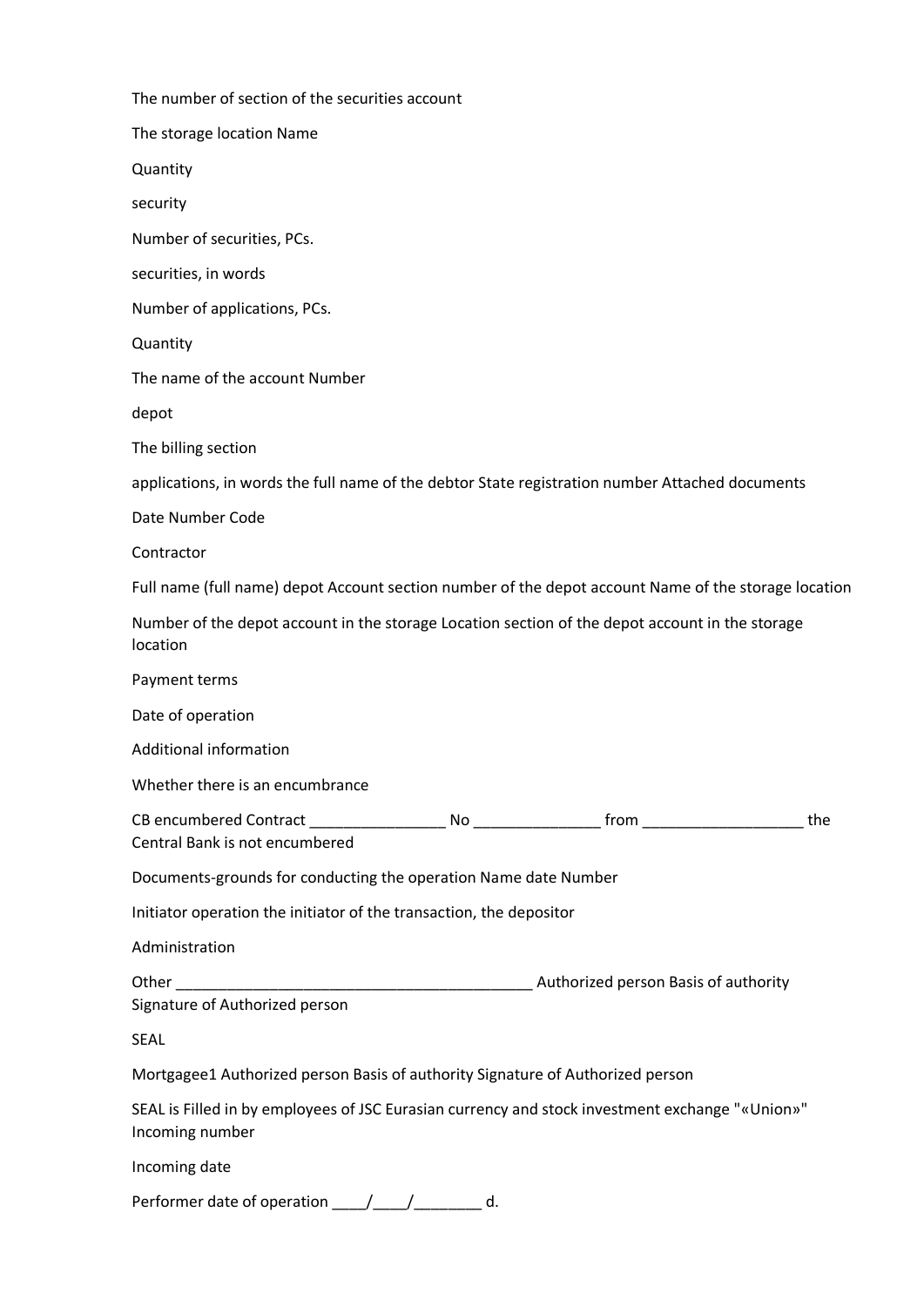The number of section of the securities account

The storage location Name

Quantity

security

Number of securities, PCs.

securities, in words

Number of applications, PCs.

Quantity

The name of the account Number

depot

The billing section

applications, in words the full name of the debtor State registration number Attached documents

Date Number Code

Contractor

Full name (full name) depot Account section number of the depot account Name of the storage location

Number of the depot account in the storage Location section of the depot account in the storage location

Payment terms

Date of operation

Additional information

Whether there is an encumbrance

CB encumbered Contract ________________ No _______________ from ___________________ the Central Bank is not encumbered

Documents-grounds for conducting the operation Name date Number

Initiator operation the initiator of the transaction, the depositor

Administration

Other __________________________________________ Authorized person Basis of authority Signature of Authorized person

SEAL

Mortgagee1 Authorized person Basis of authority Signature of Authorized person

SEAL is Filled in by employees of JSC Eurasian currency and stock investment exchange "«Union»" Incoming number

Incoming date

Performer date of operation ____/____/________ d.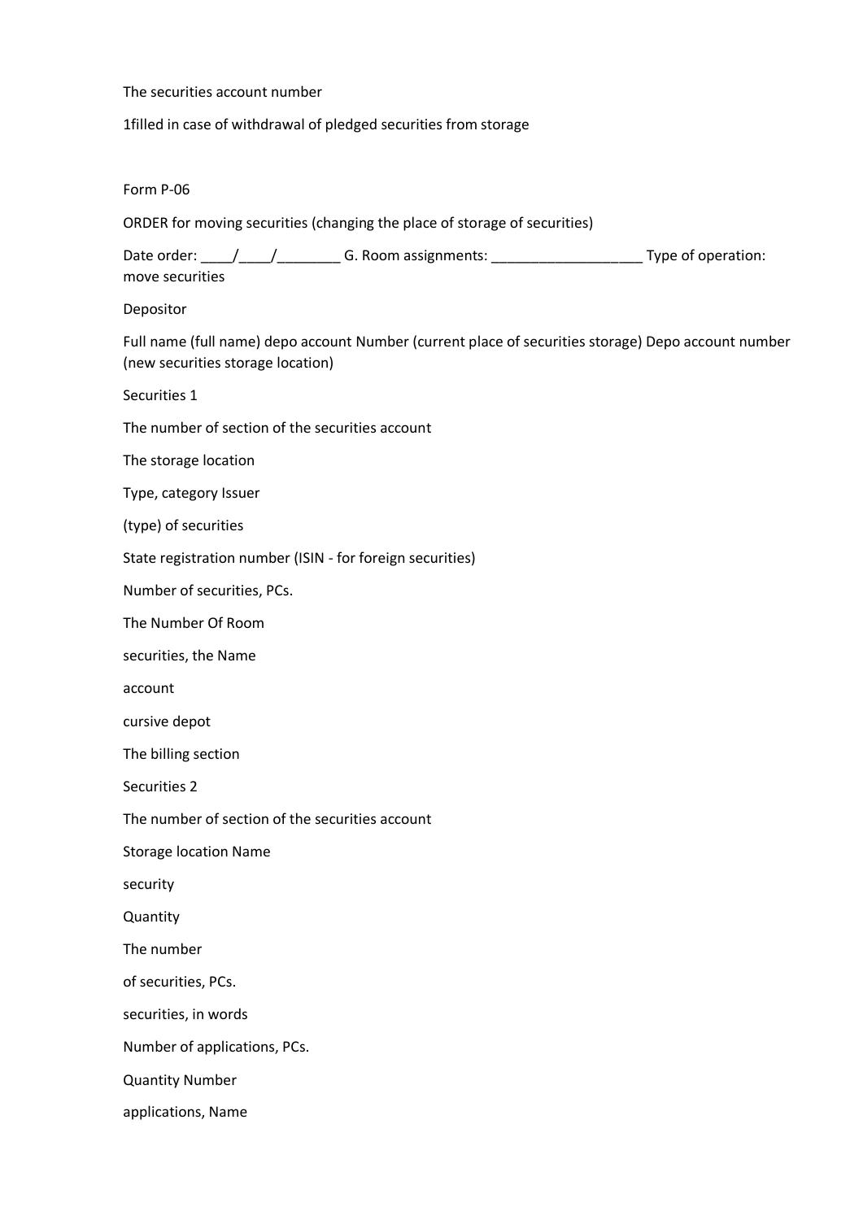The securities account number

1filled in case of withdrawal of pledged securities from storage

Form P-06

ORDER for moving securities (changing the place of storage of securities)

Date order: ____/____/________ G. Room assignments: ___________________ Type of operation: move securities

Depositor

Full name (full name) depo account Number (current place of securities storage) Depo account number (new securities storage location)

Securities 1

The number of section of the securities account

The storage location

Type, category Issuer

(type) of securities

State registration number (ISIN - for foreign securities)

Number of securities, PCs.

The Number Of Room

securities, the Name

account

cursive depot

The billing section

Securities 2

The number of section of the securities account

Storage location Name

security

Quantity

The number

of securities, PCs.

securities, in words

Number of applications, PCs.

Quantity Number

applications, Name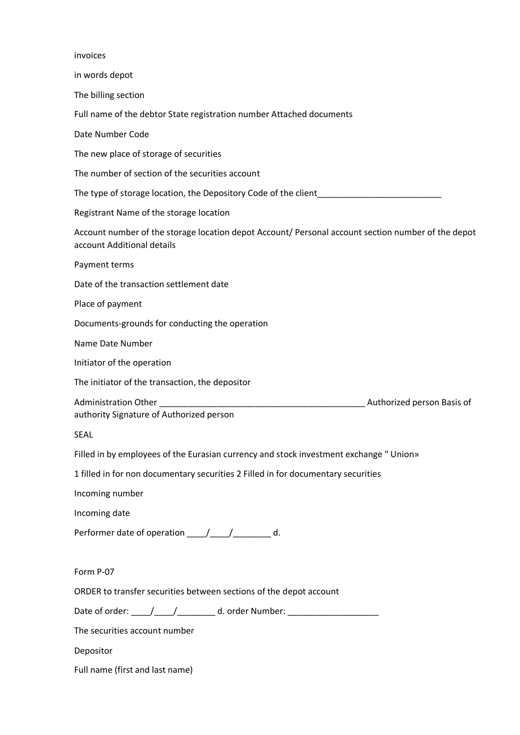invoices

in words depot

The billing section

Full name of the debtor State registration number Attached documents

Date Number Code

The new place of storage of securities

The number of section of the securities account

The type of storage location, the Depository Code of the client__________________________

Registrant Name of the storage location

Account number of the storage location depot Account/ Personal account section number of the depot account Additional details

Payment terms

Date of the transaction settlement date

Place of payment

Documents-grounds for conducting the operation

Name Date Number

Initiator of the operation

The initiator of the transaction, the depositor

Administration Other ____________________________________________ Authorized person Basis of authority Signature of Authorized person

SEAL

Filled in by employees of the Eurasian currency and stock investment exchange " Union»

1 filled in for non documentary securities 2 Filled in for documentary securities

Incoming number

Incoming date

Performer date of operation ____/____/________ d.

Form P-07

ORDER to transfer securities between sections of the depot account

Date of order: ____/____/________ d. order Number: ___________________

The securities account number

Depositor

Full name (first and last name)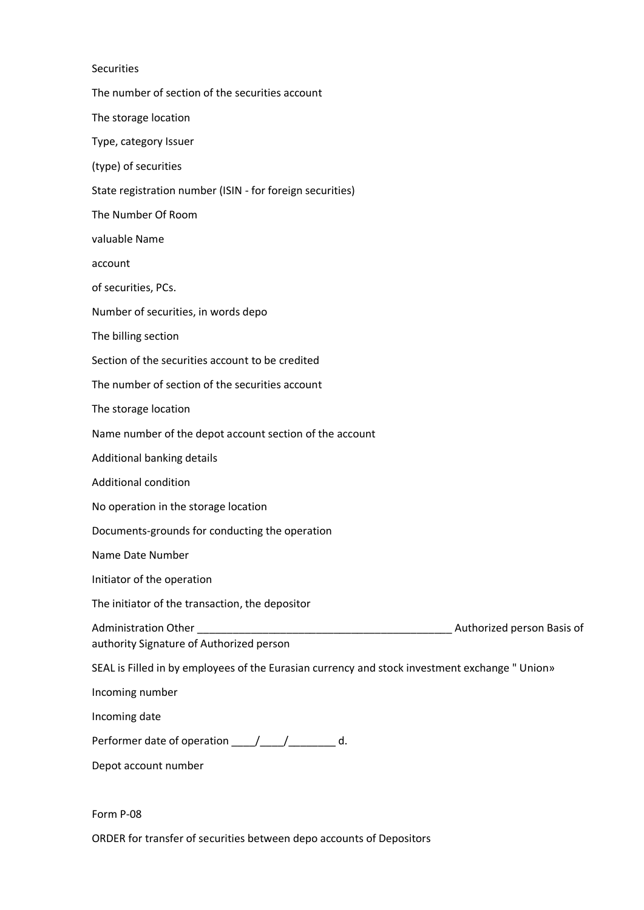Securities

The number of section of the securities account

The storage location

Type, category Issuer

(type) of securities

State registration number (ISIN - for foreign securities)

The Number Of Room

valuable Name

account

of securities, PCs.

Number of securities, in words depo

The billing section

Section of the securities account to be credited

The number of section of the securities account

The storage location

Name number of the depot account section of the account

Additional banking details

Additional condition

No operation in the storage location

Documents-grounds for conducting the operation

Name Date Number

Initiator of the operation

The initiator of the transaction, the depositor

Administration Other ___________________________________________ Authorized person Basis of authority Signature of Authorized person

SEAL is Filled in by employees of the Eurasian currency and stock investment exchange " Union»

Incoming number

Incoming date

Performer date of operation ____/____/________ d.

Depot account number

Form P-08

ORDER for transfer of securities between depo accounts of Depositors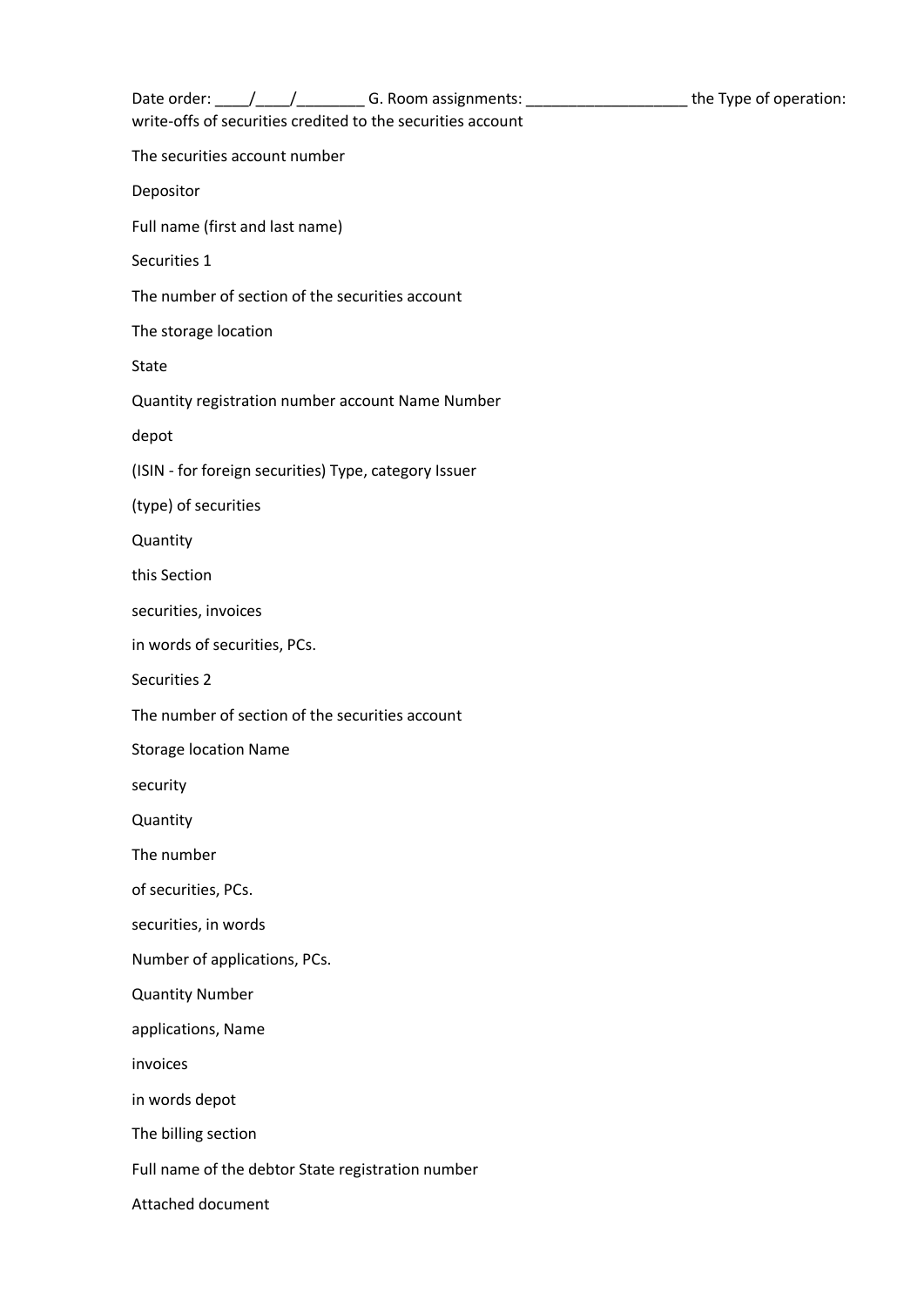Date order: ____/____/________ G. Room assignments: ___________________ the Type of operation: write-offs of securities credited to the securities account

The securities account number

Depositor

Full name (first and last name)

Securities 1

The number of section of the securities account

The storage location

State

Quantity registration number account Name Number

depot

(ISIN - for foreign securities) Type, category Issuer

(type) of securities

Quantity

this Section

securities, invoices

in words of securities, PCs.

Securities 2

The number of section of the securities account

Storage location Name

security

Quantity

The number

of securities, PCs.

securities, in words

Number of applications, PCs.

Quantity Number

applications, Name

invoices

in words depot

The billing section

Full name of the debtor State registration number

Attached document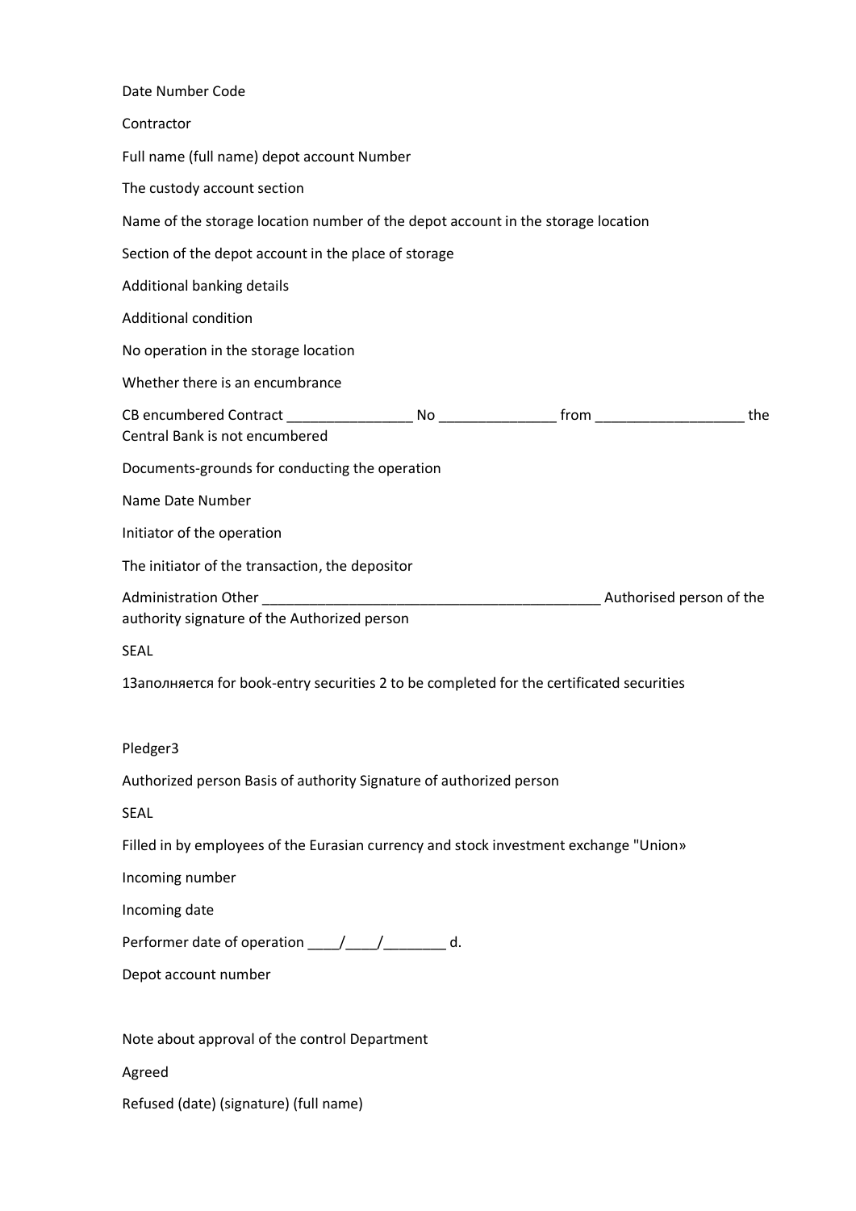Date Number Code

Contractor

Full name (full name) depot account Number

The custody account section

Name of the storage location number of the depot account in the storage location

Section of the depot account in the place of storage

Additional banking details

Additional condition

No operation in the storage location

Whether there is an encumbrance

CB encumbered Contract ________________ No _______________ from ___________________ the Central Bank is not encumbered

Documents-grounds for conducting the operation

Name Date Number

Initiator of the operation

The initiator of the transaction, the depositor

Administration Other ____________________________________________ Authorised person of the authority signature of the Authorized person

SEAL

1Заполняется for book-entry securities 2 to be completed for the certificated securities

Pledger3

Authorized person Basis of authority Signature of authorized person

SEAL

Filled in by employees of the Eurasian currency and stock investment exchange "Union»

Incoming number

Incoming date

Performer date of operation ____/____/________ d.

Depot account number

Note about approval of the control Department

Agreed

Refused (date) (signature) (full name)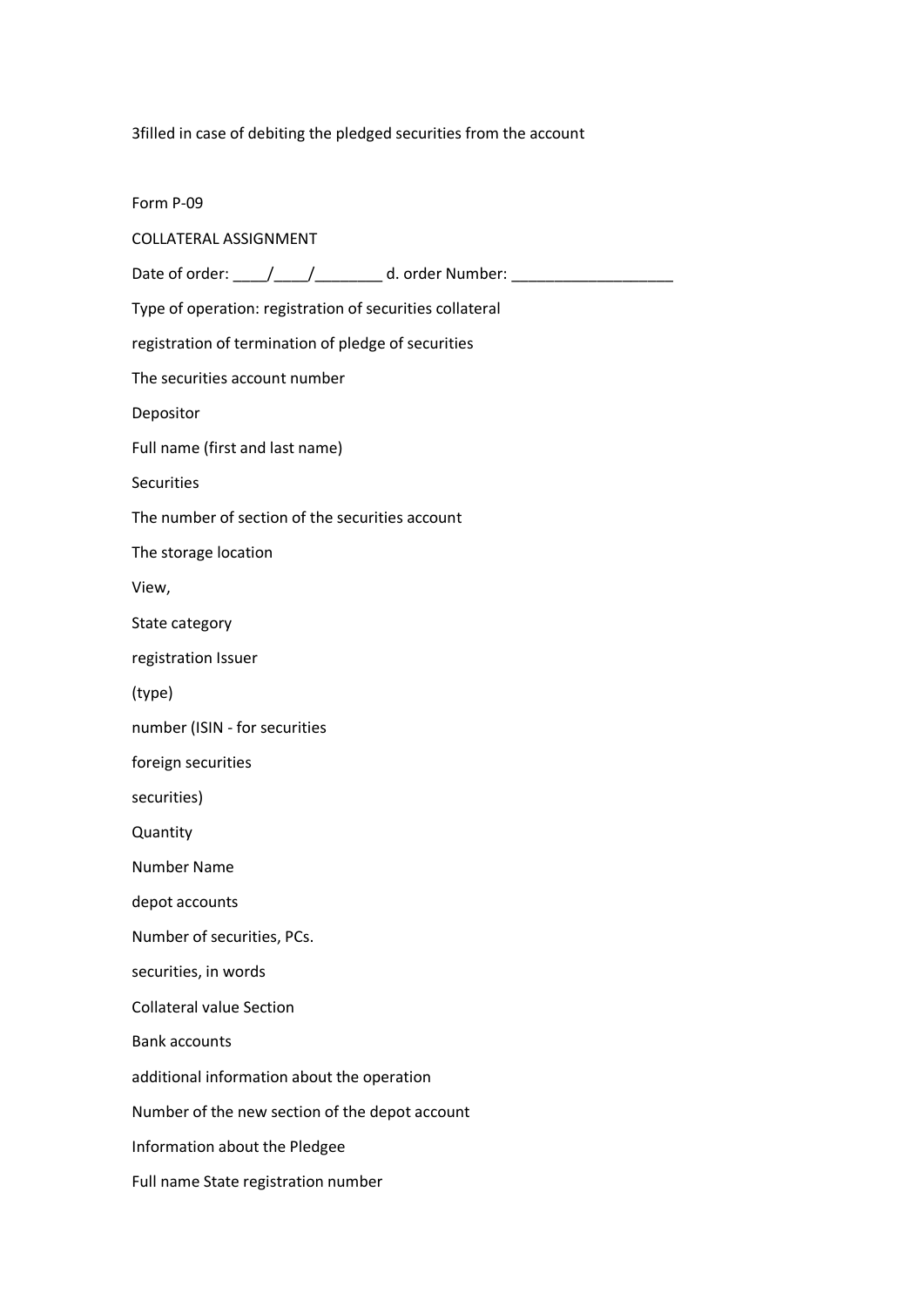3filled in case of debiting the pledged securities from the account

Form P-09

COLLATERAL ASSIGNMENT

Date of order: ____/____/________ d. order Number: ___________________

Type of operation: registration of securities collateral

registration of termination of pledge of securities

The securities account number

Depositor

Full name (first and last name)

Securities

The number of section of the securities account

The storage location

View,

State category

registration Issuer

(type)

number (ISIN - for securities

foreign securities

securities)

Quantity

Number Name

depot accounts

Number of securities, PCs.

securities, in words

Collateral value Section

Bank accounts

additional information about the operation

Number of the new section of the depot account

Information about the Pledgee

Full name State registration number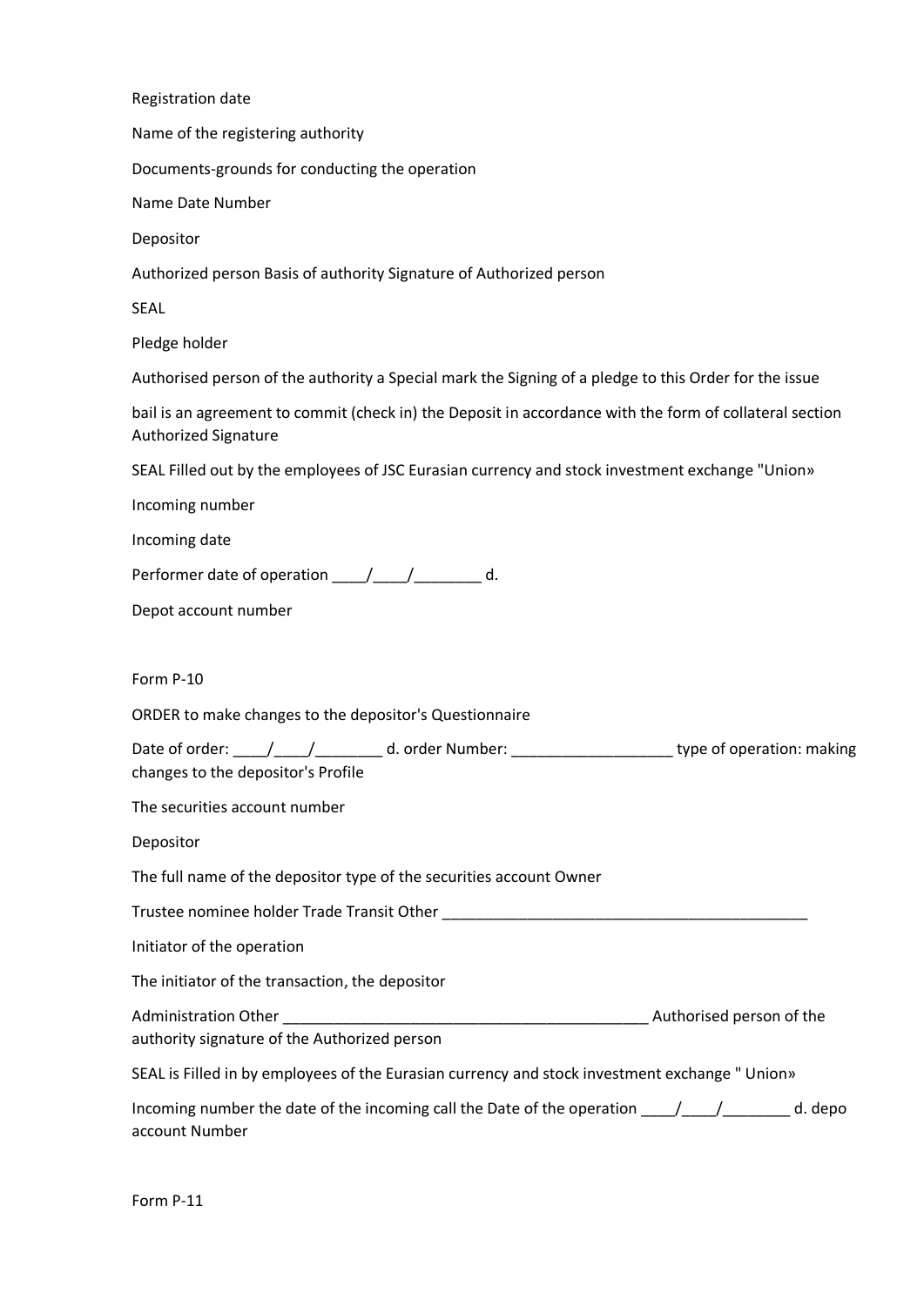Registration date

Name of the registering authority

Documents-grounds for conducting the operation

Name Date Number

Depositor

Authorized person Basis of authority Signature of Authorized person

SEAL

Pledge holder

Authorised person of the authority a Special mark the Signing of a pledge to this Order for the issue

bail is an agreement to commit (check in) the Deposit in accordance with the form of collateral section Authorized Signature

SEAL Filled out by the employees of JSC Eurasian currency and stock investment exchange "Union»

Incoming number

Incoming date

Performer date of operation ____/____/________ d.

Depot account number

Form P-10

ORDER to make changes to the depositor's Questionnaire

Date of order: ____/____/________ d. order Number: ___________________ type of operation: making changes to the depositor's Profile

The securities account number

Depositor

The full name of the depositor type of the securities account Owner

Trustee nominee holder Trade Transit Other ____________________________________________

Initiator of the operation

The initiator of the transaction, the depositor

Administration Other ____________________________________________ Authorised person of the authority signature of the Authorized person

SEAL is Filled in by employees of the Eurasian currency and stock investment exchange " Union»

Incoming number the date of the incoming call the Date of the operation ____/____/________ d. depo account Number

Form P-11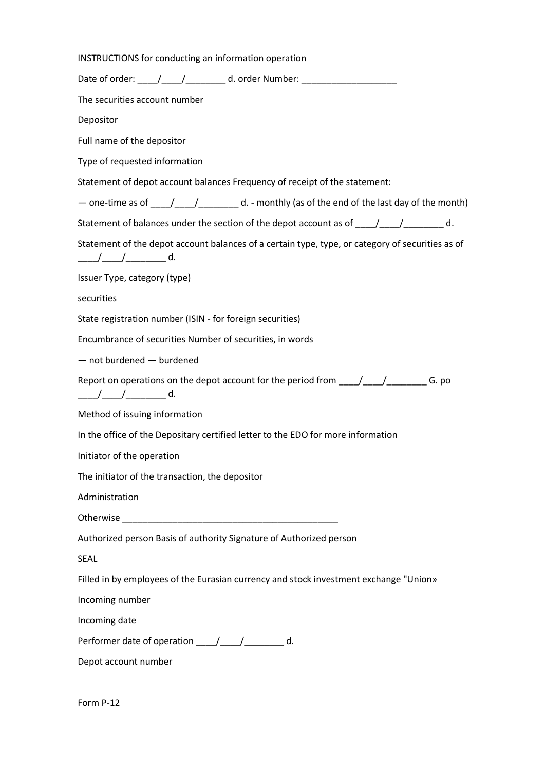INSTRUCTIONS for conducting an information operation

Date of order: ____/____/________ d. order Number: ___________________

The securities account number

Depositor

Full name of the depositor

Type of requested information

Statement of depot account balances Frequency of receipt of the statement:

— one-time as of ____/____/________ d. - monthly (as of the end of the last day of the month)

Statement of balances under the section of the depot account as of ____/____/________ d.

Statement of the depot account balances of a certain type, type, or category of securities as of ____/____/________ d.

Issuer Type, category (type)

securities

State registration number (ISIN - for foreign securities)

Encumbrance of securities Number of securities, in words

— not burdened — burdened

Report on operations on the depot account for the period from ____/____/________ G. po ____/____/________ d.

Method of issuing information

In the office of the Depositary certified letter to the EDO for more information

Initiator of the operation

The initiator of the transaction, the depositor

Administration

Otherwise _____________________________________________

Authorized person Basis of authority Signature of Authorized person

SEAL

Filled in by employees of the Eurasian currency and stock investment exchange "Union»

Incoming number

Incoming date

Performer date of operation ____/____/________ d.

Depot account number

Form P-12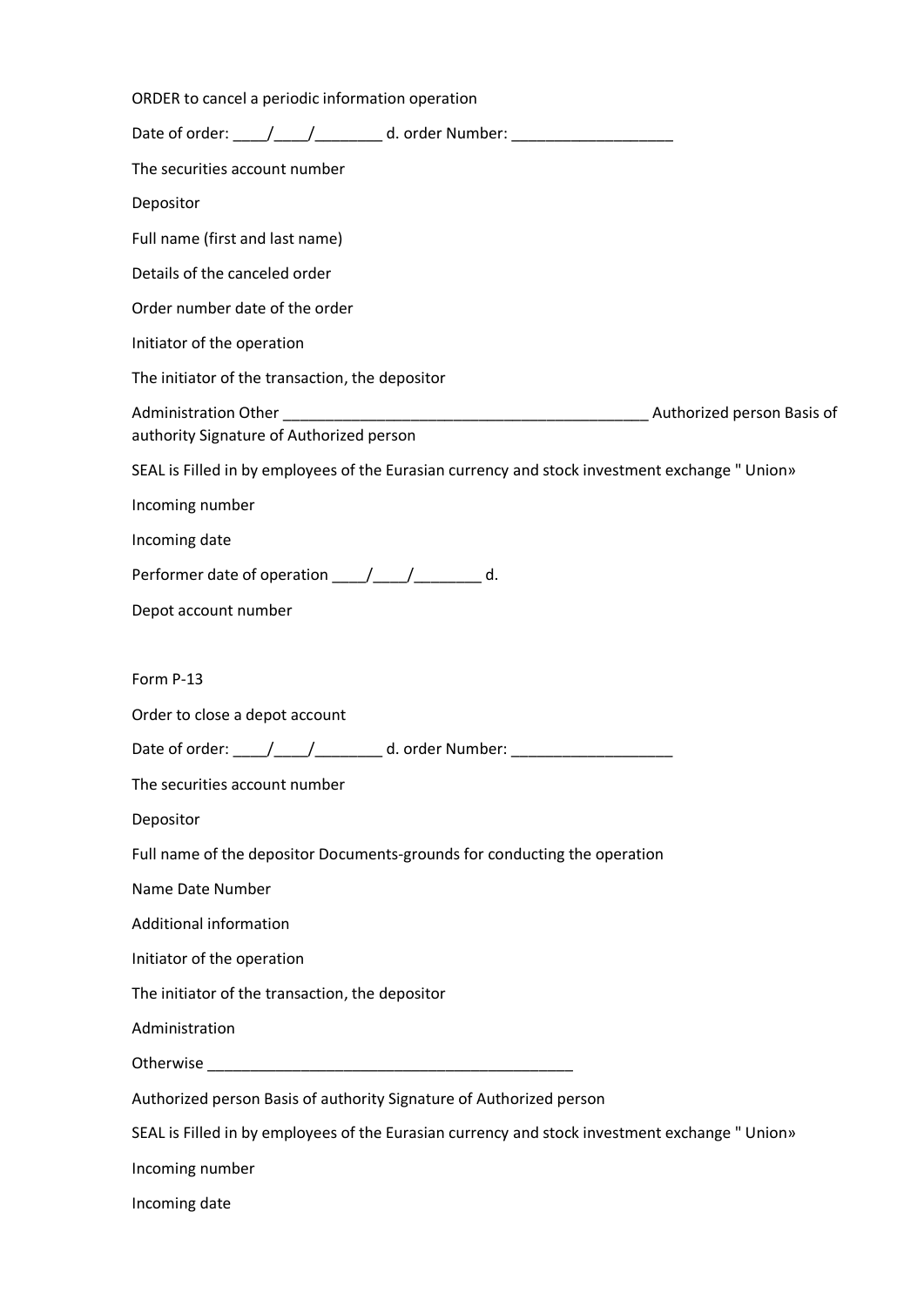ORDER to cancel a periodic information operation

Date of order: ____/____/________ d. order Number: ___________________

The securities account number

Depositor

Full name (first and last name)

Details of the canceled order

Order number date of the order

Initiator of the operation

The initiator of the transaction, the depositor

Administration Other ____________________________________________ Authorized person Basis of authority Signature of Authorized person

SEAL is Filled in by employees of the Eurasian currency and stock investment exchange " Union»

Incoming number

Incoming date

Performer date of operation ____/____/________ d.

Depot account number

Form P-13

Order to close a depot account

Date of order: ____/____/________ d. order Number: ___________________

The securities account number

Depositor

Full name of the depositor Documents-grounds for conducting the operation

Name Date Number

Additional information

Initiator of the operation

The initiator of the transaction, the depositor

Administration

Otherwise ____________________________________________

Authorized person Basis of authority Signature of Authorized person

SEAL is Filled in by employees of the Eurasian currency and stock investment exchange " Union»

Incoming number

Incoming date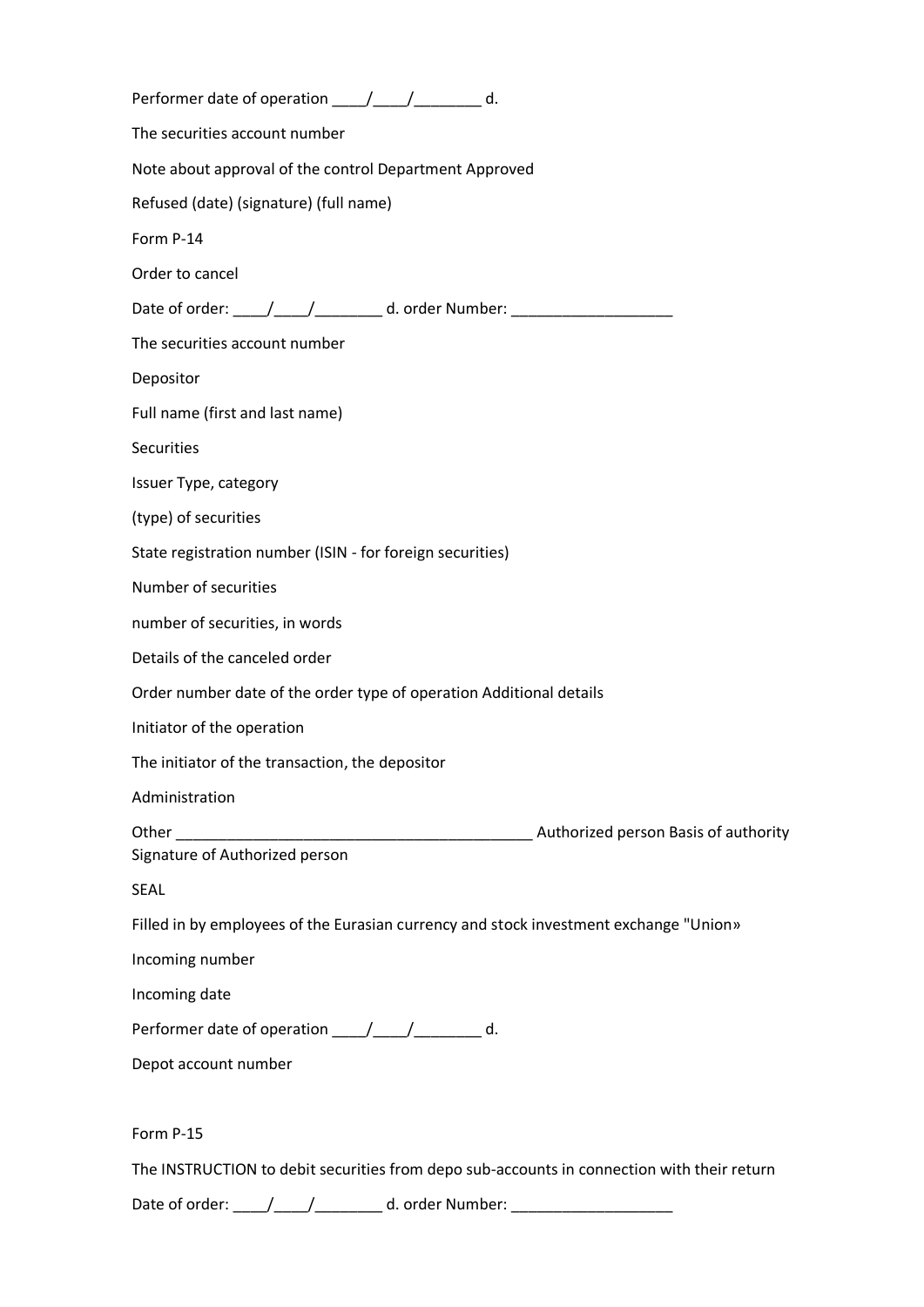Performer date of operation ____/____/________ d.

The securities account number

Note about approval of the control Department Approved

Refused (date) (signature) (full name)

Form P-14

Order to cancel

Date of order: ____/____/________ d. order Number: ___________________

The securities account number

Depositor

Full name (first and last name)

Securities

Issuer Type, category

(type) of securities

State registration number (ISIN - for foreign securities)

Number of securities

number of securities, in words

Details of the canceled order

Order number date of the order type of operation Additional details

Initiator of the operation

The initiator of the transaction, the depositor

Administration

Other ___________________________________________ Authorized person Basis of authority Signature of Authorized person

SEAL

Filled in by employees of the Eurasian currency and stock investment exchange "Union»

Incoming number

Incoming date

Performer date of operation ____/____/________ d.

Depot account number

Form P-15

The INSTRUCTION to debit securities from depo sub-accounts in connection with their return

Date of order: ____/____/________ d. order Number: ___________________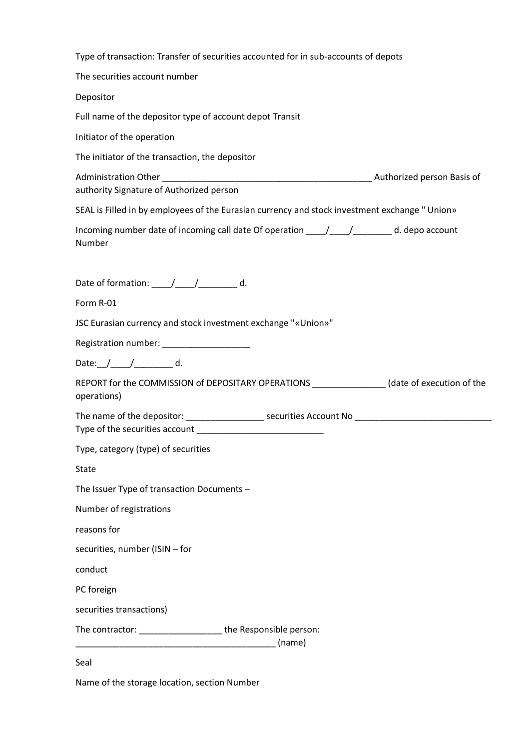Type of transaction: Transfer of securities accounted for in sub-accounts of depots

The securities account number

Depositor

Full name of the depositor type of account depot Transit

Initiator of the operation

The initiator of the transaction, the depositor

Administration Other ____________________________________________ Authorized person Basis of authority Signature of Authorized person

SEAL is Filled in by employees of the Eurasian currency and stock investment exchange " Union»

Incoming number date of incoming call date Of operation ____/____/________ d. depo account Number

Date of formation: ____/____/________ d.

Form R-01

JSC Eurasian currency and stock investment exchange "«Union»"

Registration number: __________________

Date:__/____/________ d.

REPORT for the COMMISSION of DEPOSITARY OPERATIONS _______________ (date of execution of the operations)

The name of the depositor: ________________ securities Account No _____________________________ Type of the securities account ___________________________

Type, category (type) of securities

State

The Issuer Type of transaction Documents –

Number of registrations

reasons for

securities, number (ISIN – for

conduct

PC foreign

securities transactions)

The contractor: _________________ the Responsible person: _________________________________________ (name)

Seal

Name of the storage location, section Number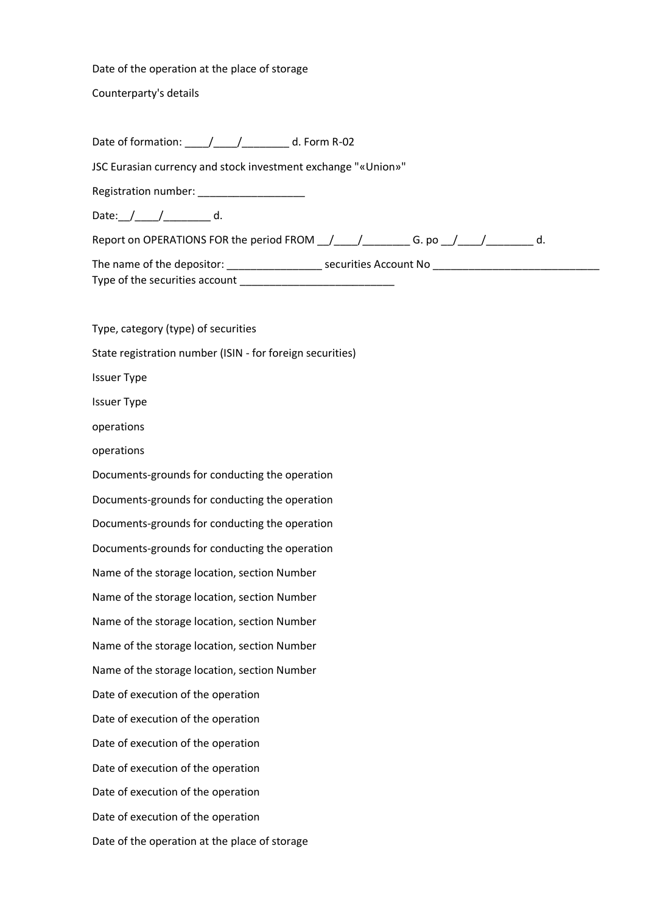Date of the operation at the place of storage

Counterparty's details

Date of formation: ____/____/________ d. Form R-02

JSC Eurasian currency and stock investment exchange "«Union»"

Registration number: __________________

Date:__/____/________ d.

Report on OPERATIONS FOR the period FROM __/____/________ G. po __/____/________ d.

The name of the depositor: ________________ securities Account No ____________________________
Type of the securities account __________________________

Type, category (type) of securities

State registration number (ISIN - for foreign securities)

Issuer Type

Issuer Type

operations

operations

Documents-grounds for conducting the operation

Documents-grounds for conducting the operation

Documents-grounds for conducting the operation

Documents-grounds for conducting the operation

Name of the storage location, section Number

Name of the storage location, section Number

Name of the storage location, section Number

Name of the storage location, section Number

Name of the storage location, section Number

Date of execution of the operation

Date of execution of the operation

Date of execution of the operation

Date of execution of the operation

Date of execution of the operation

Date of execution of the operation

Date of the operation at the place of storage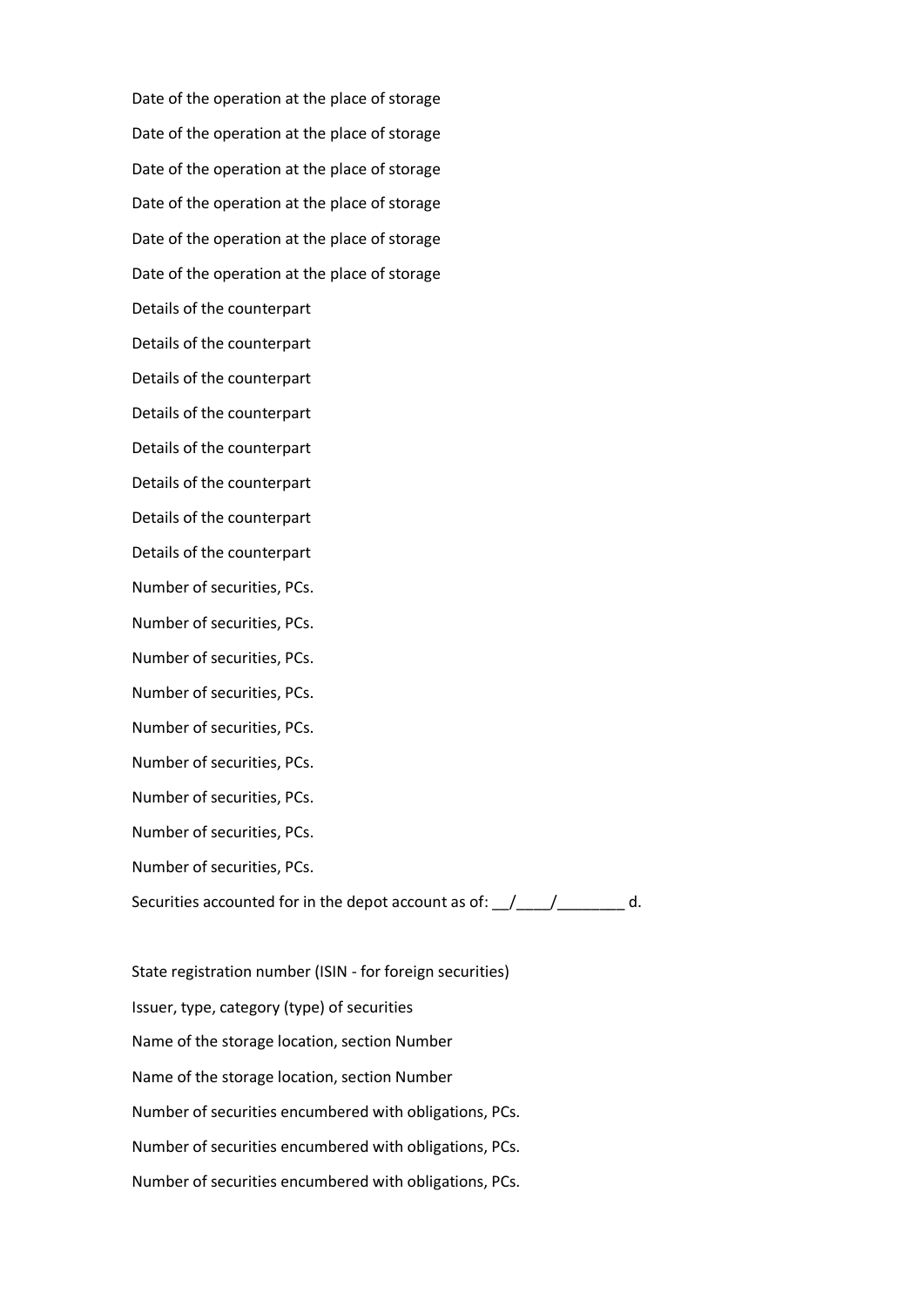Date of the operation at the place of storage

Date of the operation at the place of storage

Date of the operation at the place of storage

Date of the operation at the place of storage

Date of the operation at the place of storage

Date of the operation at the place of storage

Details of the counterpart

Details of the counterpart

Details of the counterpart

Details of the counterpart

Details of the counterpart

Details of the counterpart

Details of the counterpart

Details of the counterpart

Number of securities, PCs.

Number of securities, PCs.

Number of securities, PCs.

Number of securities, PCs.

Number of securities, PCs.

Number of securities, PCs.

Number of securities, PCs.

Number of securities, PCs.

Number of securities, PCs.

Securities accounted for in the depot account as of: __/____/________ d.

State registration number (ISIN - for foreign securities)

Issuer, type, category (type) of securities

Name of the storage location, section Number

Name of the storage location, section Number

Number of securities encumbered with obligations, PCs.

Number of securities encumbered with obligations, PCs.

Number of securities encumbered with obligations, PCs.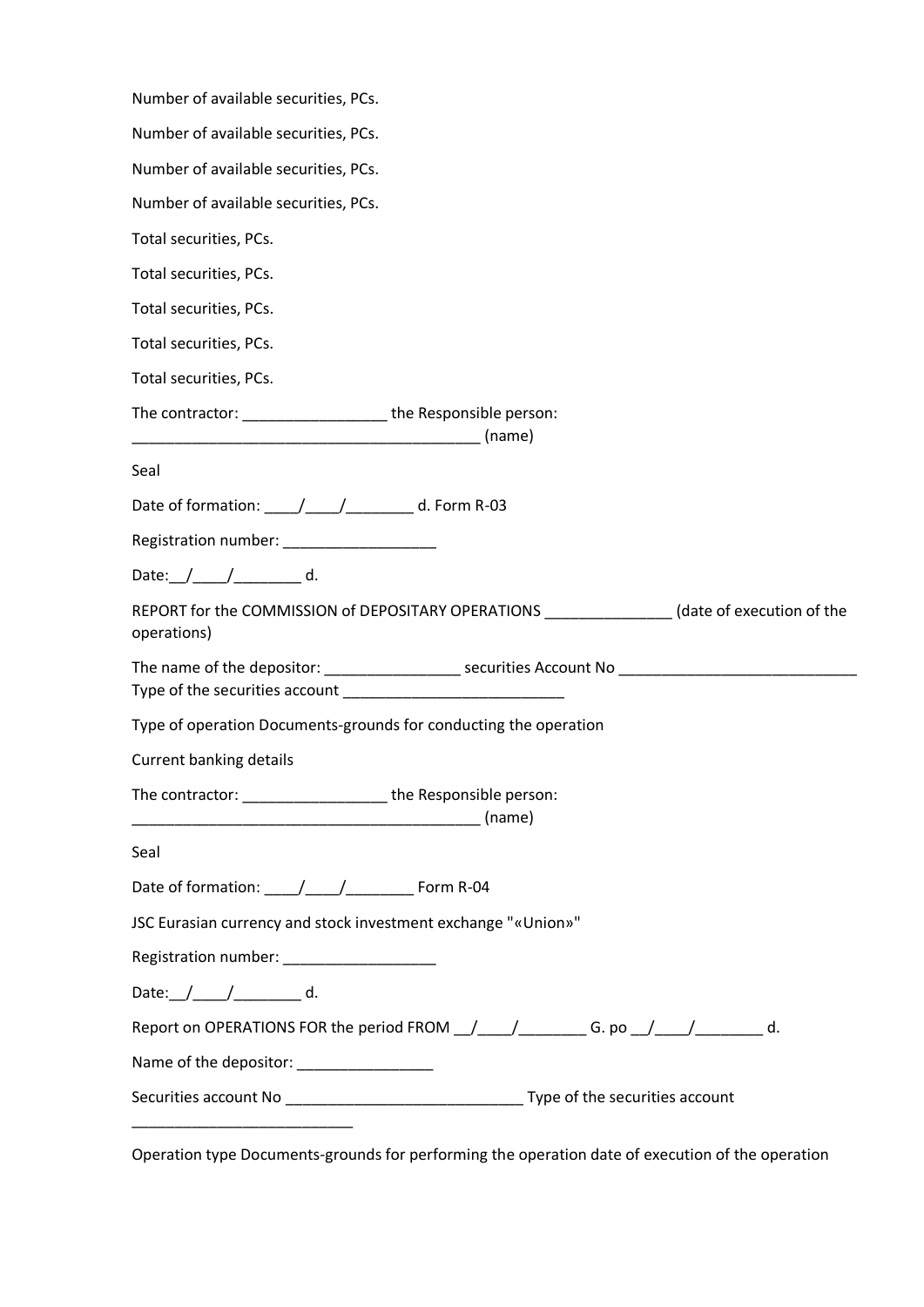Number of available securities, PCs.

Number of available securities, PCs.

Number of available securities, PCs.

Number of available securities, PCs.

Total securities, PCs.

Total securities, PCs.

Total securities, PCs.

Total securities, PCs.

Total securities, PCs.

The contractor: _________________ the Responsible person: _________________________________________ (name)

Seal

Date of formation: ____/____/________ d. Form R-03

Registration number: __________________

Date:__/____/________ d.

REPORT for the COMMISSION of DEPOSITARY OPERATIONS _______________ (date of execution of the operations)

The name of the depositor: ________________ securities Account No ____________________________ Type of the securities account __________________________

Type of operation Documents-grounds for conducting the operation

Current banking details

The contractor: _________________ the Responsible person: _________________________________________ (name)

Seal

Date of formation: ____/____/________ Form R-04

JSC Eurasian currency and stock investment exchange "«Union»"

Registration number: __________________

Date:__/____/________ d.

Report on OPERATIONS FOR the period FROM __/____/________ G. po __/____/________ d.

Name of the depositor: ________________

Securities account No ____________________________ Type of the securities account __________________________

Operation type Documents-grounds for performing the operation date of execution of the operation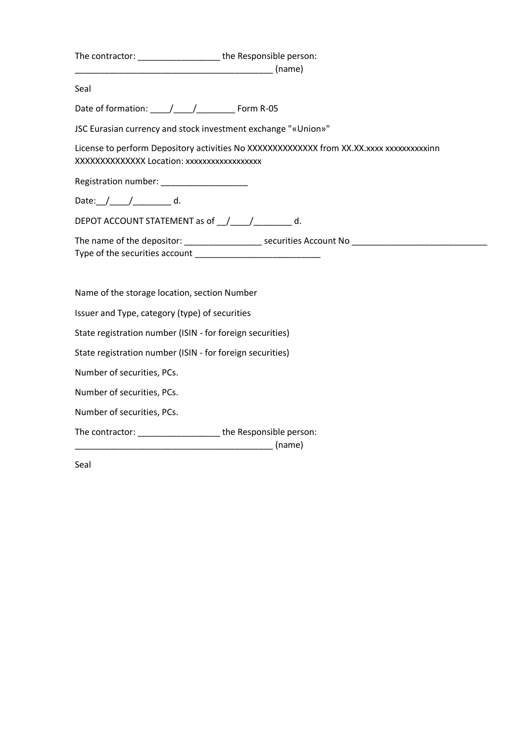The contractor: _________________ the Responsible person: _________________________________________ (name)

Seal

Date of formation: ____/____/________ Form R-05

JSC Eurasian currency and stock investment exchange "«Union»"

License to perform Depository activities No XXXXXXXXXXXXXX from XX.XX.xxxx xxxxxxxxxxinn XXXXXXXXXXXXXX Location: xxxxxxxxxxxxxxxxxx

Registration number: __________________

Date:__/____/________ d.

DEPOT ACCOUNT STATEMENT as of __/____/________ d.

The name of the depositor: ________________ securities Account No _____________________________ Type of the securities account __________________________

Name of the storage location, section Number

Issuer and Type, category (type) of securities

State registration number (ISIN - for foreign securities)

State registration number (ISIN - for foreign securities)

Number of securities, PCs.

Number of securities, PCs.

Number of securities, PCs.

The contractor: _________________ the Responsible person: _________________________________________ (name)

Seal